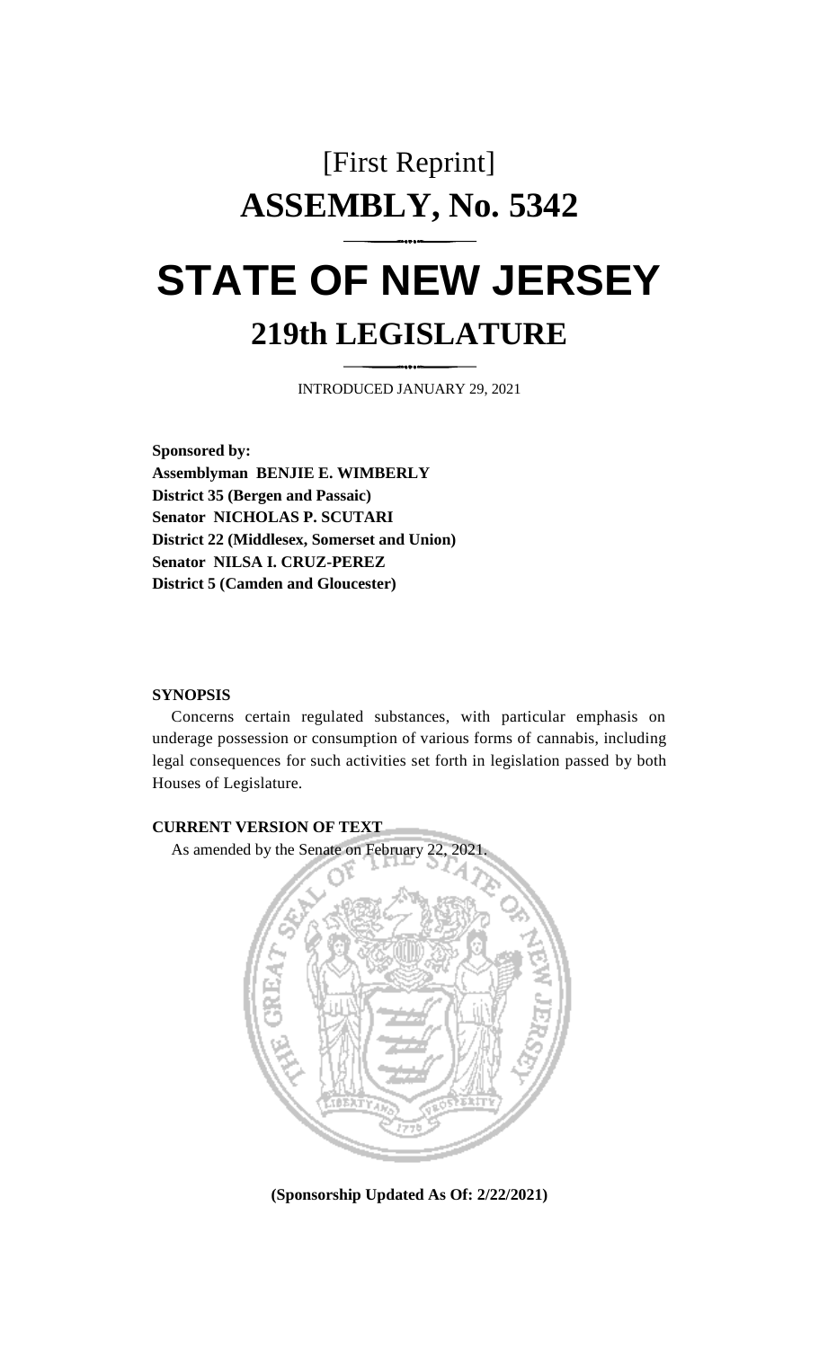# [First Reprint]

# ASSEMBLY, No. 5342

# STATE OF NEW JERSEY

## 219th LEGISLATURE

INTRODUCED JANUARY 29, 2021

**Sponsored by:**
**Assemblyman BENJIE E. WIMBERLY**
**District 35 (Bergen and Passaic)**
**Senator NICHOLAS P. SCUTARI**
**District 22 (Middlesex, Somerset and Union)**
**Senator NILSA I. CRUZ-PEREZ**
**District 5 (Camden and Gloucester)**

**SYNOPSIS**

Concerns certain regulated substances, with particular emphasis on underage possession or consumption of various forms of cannabis, including legal consequences for such activities set forth in legislation passed by both Houses of Legislature.

**CURRENT VERSION OF TEXT**

As amended by the Senate on February 22, 2021.

**(Sponsorship Updated As Of: 2/22/2021)**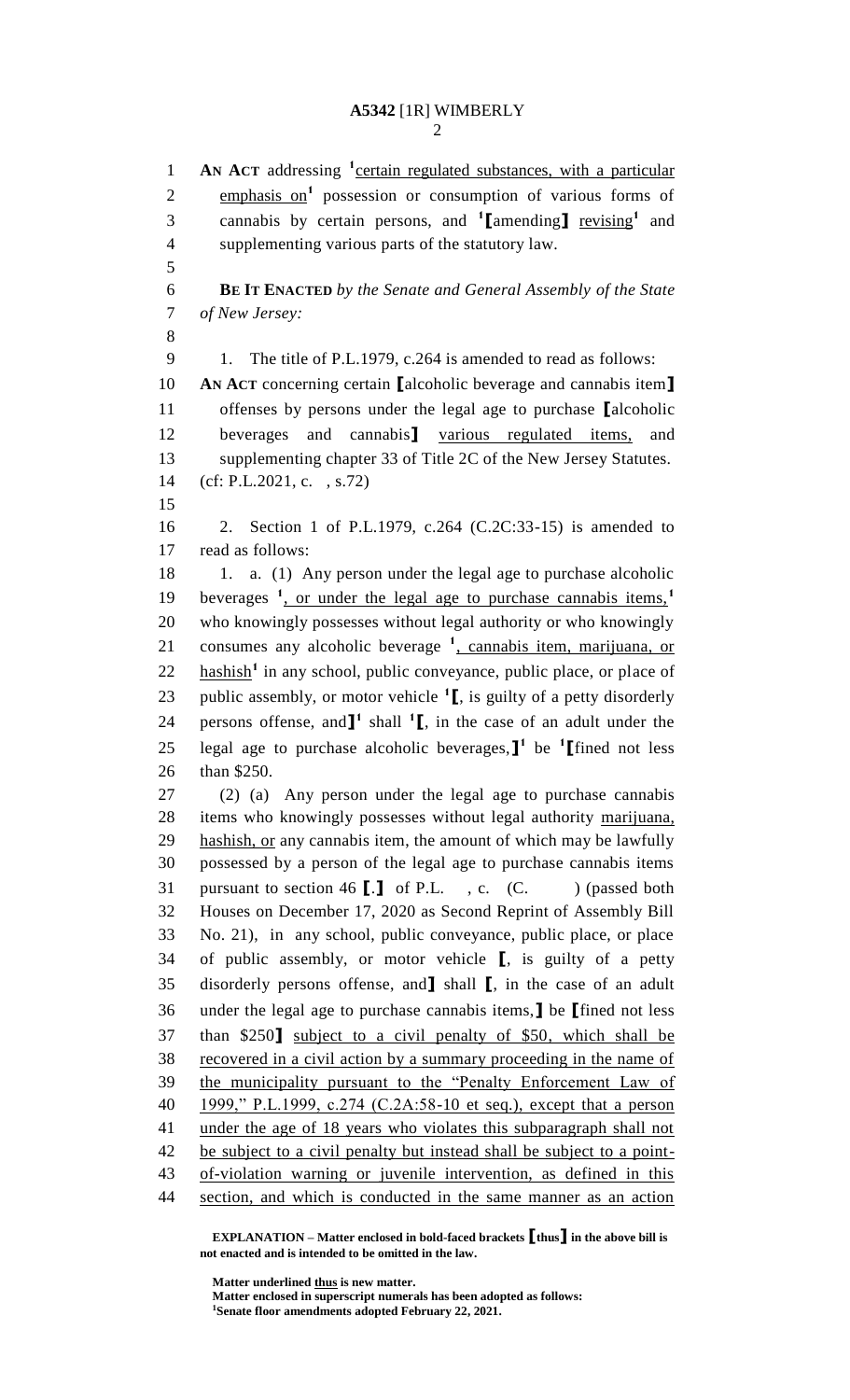AN ACT addressing [1]certain regulated substances, with a particular emphasis on[1] possession or consumption of various forms of cannabis by certain persons, and [1]⟦amending⟧ revising[1] and supplementing various parts of the statutory law.

**BE IT ENACTED** *by the Senate and General Assembly of the State of New Jersey:*

1. The title of P.L.1979, c.264 is amended to read as follows:

**AN ACT** concerning certain ⟦alcoholic beverage and cannabis item⟧ offenses by persons under the legal age to purchase ⟦alcoholic beverages and cannabis⟧ various regulated items, and supplementing chapter 33 of Title 2C of the New Jersey Statutes.
(cf: P.L.2021, c. , s.72)

2. Section 1 of P.L.1979, c.264 (C.2C:33-15) is amended to read as follows:

1. a. (1) Any person under the legal age to purchase alcoholic beverages [1], or under the legal age to purchase cannabis items,[1] who knowingly possesses without legal authority or who knowingly consumes any alcoholic beverage [1], cannabis item, marijuana, or hashish[1] in any school, public conveyance, public place, or place of public assembly, or motor vehicle [1]⟦, is guilty of a petty disorderly persons offense, and⟧[1] shall [1]⟦, in the case of an adult under the legal age to purchase alcoholic beverages,⟧[1] be [1]⟦fined not less than $250.

(2) (a) Any person under the legal age to purchase cannabis items who knowingly possesses without legal authority marijuana, hashish, or any cannabis item, the amount of which may be lawfully possessed by a person of the legal age to purchase cannabis items pursuant to section 46 ⟦.⟧ of P.L. , c. (C. ) (passed both Houses on December 17, 2020 as Second Reprint of Assembly Bill No. 21), in any school, public conveyance, public place, or place of public assembly, or motor vehicle ⟦, is guilty of a petty disorderly persons offense, and⟧ shall ⟦, in the case of an adult under the legal age to purchase cannabis items,⟧ be ⟦fined not less than $250⟧ subject to a civil penalty of $50, which shall be recovered in a civil action by a summary proceeding in the name of the municipality pursuant to the "Penalty Enforcement Law of 1999," P.L.1999, c.274 (C.2A:58-10 et seq.), except that a person under the age of 18 years who violates this subparagraph shall not be subject to a civil penalty but instead shall be subject to a point-of-violation warning or juvenile intervention, as defined in this section, and which is conducted in the same manner as an action

**EXPLANATION – Matter enclosed in bold-faced brackets ⟦thus⟧ in the above bill is not enacted and is intended to be omitted in the law.**

**Matter underlined thus is new matter.**
**Matter enclosed in superscript numerals has been adopted as follows:**
[1]**Senate floor amendments adopted February 22, 2021.**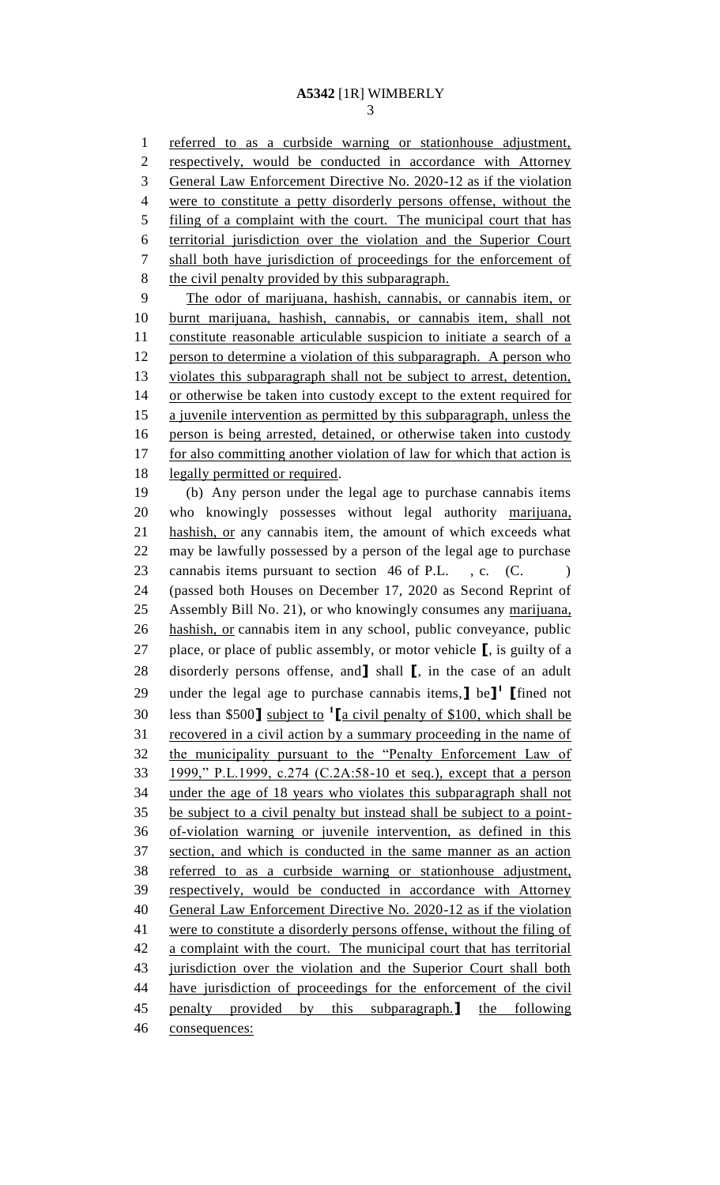referred to as a curbside warning or stationhouse adjustment, respectively, would be conducted in accordance with Attorney General Law Enforcement Directive No. 2020-12 as if the violation were to constitute a petty disorderly persons offense, without the filing of a complaint with the court. The municipal court that has territorial jurisdiction over the violation and the Superior Court shall both have jurisdiction of proceedings for the enforcement of the civil penalty provided by this subparagraph.

The odor of marijuana, hashish, cannabis, or cannabis item, or burnt marijuana, hashish, cannabis, or cannabis item, shall not constitute reasonable articulable suspicion to initiate a search of a person to determine a violation of this subparagraph. A person who violates this subparagraph shall not be subject to arrest, detention, or otherwise be taken into custody except to the extent required for a juvenile intervention as permitted by this subparagraph, unless the person is being arrested, detained, or otherwise taken into custody for also committing another violation of law for which that action is legally permitted or required.

(b) Any person under the legal age to purchase cannabis items who knowingly possesses without legal authority marijuana, hashish, or any cannabis item, the amount of which exceeds what may be lawfully possessed by a person of the legal age to purchase cannabis items pursuant to section 46 of P.L. , c. (C. ) (passed both Houses on December 17, 2020 as Second Reprint of Assembly Bill No. 21), or who knowingly consumes any marijuana, hashish, or cannabis item in any school, public conveyance, public place, or place of public assembly, or motor vehicle [, is guilty of a disorderly persons offense, and] shall [, in the case of an adult under the legal age to purchase cannabis items,] be][1] [fined not less than $500] subject to [1][a civil penalty of $100, which shall be recovered in a civil action by a summary proceeding in the name of the municipality pursuant to the "Penalty Enforcement Law of 1999," P.L.1999, c.274 (C.2A:58-10 et seq.), except that a person under the age of 18 years who violates this subparagraph shall not be subject to a civil penalty but instead shall be subject to a point-of-violation warning or juvenile intervention, as defined in this section, and which is conducted in the same manner as an action referred to as a curbside warning or stationhouse adjustment, respectively, would be conducted in accordance with Attorney General Law Enforcement Directive No. 2020-12 as if the violation were to constitute a disorderly persons offense, without the filing of a complaint with the court. The municipal court that has territorial jurisdiction over the violation and the Superior Court shall both have jurisdiction of proceedings for the enforcement of the civil penalty provided by this subparagraph.] the following consequences: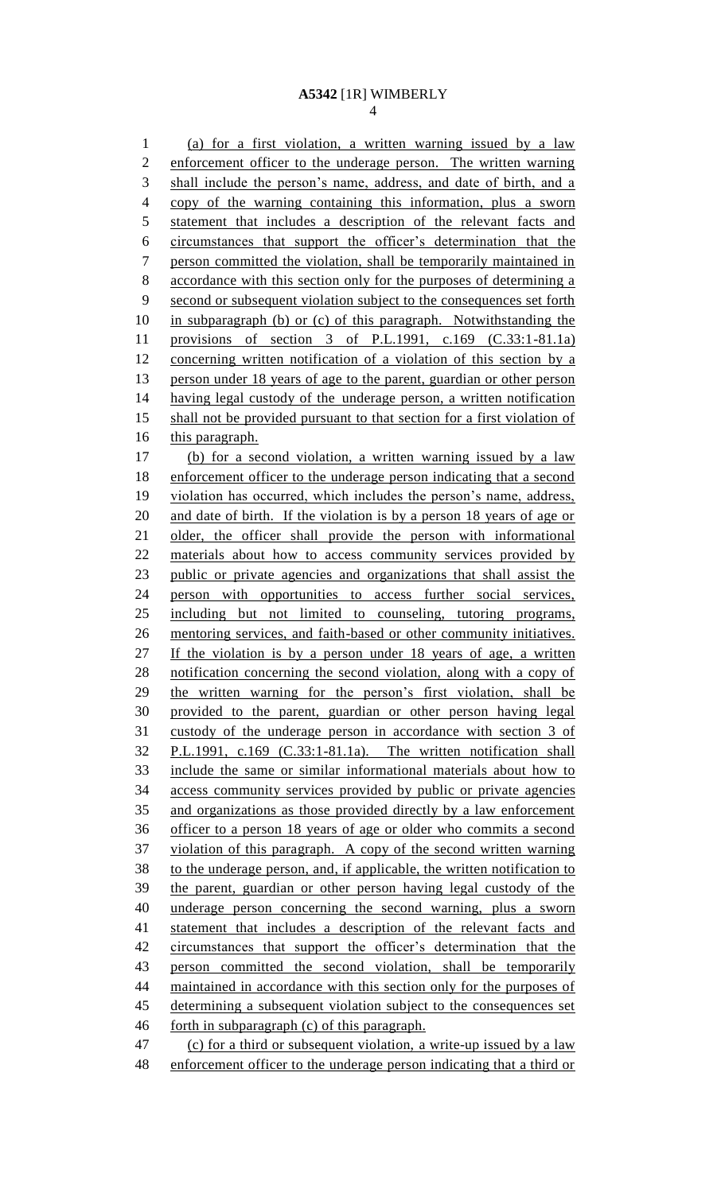(a) for a first violation, a written warning issued by a law enforcement officer to the underage person. The written warning shall include the person's name, address, and date of birth, and a copy of the warning containing this information, plus a sworn statement that includes a description of the relevant facts and circumstances that support the officer's determination that the person committed the violation, shall be temporarily maintained in accordance with this section only for the purposes of determining a second or subsequent violation subject to the consequences set forth in subparagraph (b) or (c) of this paragraph. Notwithstanding the provisions of section 3 of P.L.1991, c.169 (C.33:1-81.1a) concerning written notification of a violation of this section by a person under 18 years of age to the parent, guardian or other person having legal custody of the underage person, a written notification shall not be provided pursuant to that section for a first violation of this paragraph.

(b) for a second violation, a written warning issued by a law enforcement officer to the underage person indicating that a second violation has occurred, which includes the person's name, address, and date of birth. If the violation is by a person 18 years of age or older, the officer shall provide the person with informational materials about how to access community services provided by public or private agencies and organizations that shall assist the person with opportunities to access further social services, including but not limited to counseling, tutoring programs, mentoring services, and faith-based or other community initiatives. If the violation is by a person under 18 years of age, a written notification concerning the second violation, along with a copy of the written warning for the person's first violation, shall be provided to the parent, guardian or other person having legal custody of the underage person in accordance with section 3 of P.L.1991, c.169 (C.33:1-81.1a). The written notification shall include the same or similar informational materials about how to access community services provided by public or private agencies and organizations as those provided directly by a law enforcement officer to a person 18 years of age or older who commits a second violation of this paragraph. A copy of the second written warning to the underage person, and, if applicable, the written notification to the parent, guardian or other person having legal custody of the underage person concerning the second warning, plus a sworn statement that includes a description of the relevant facts and circumstances that support the officer's determination that the person committed the second violation, shall be temporarily maintained in accordance with this section only for the purposes of determining a subsequent violation subject to the consequences set forth in subparagraph (c) of this paragraph.

(c) for a third or subsequent violation, a write-up issued by a law enforcement officer to the underage person indicating that a third or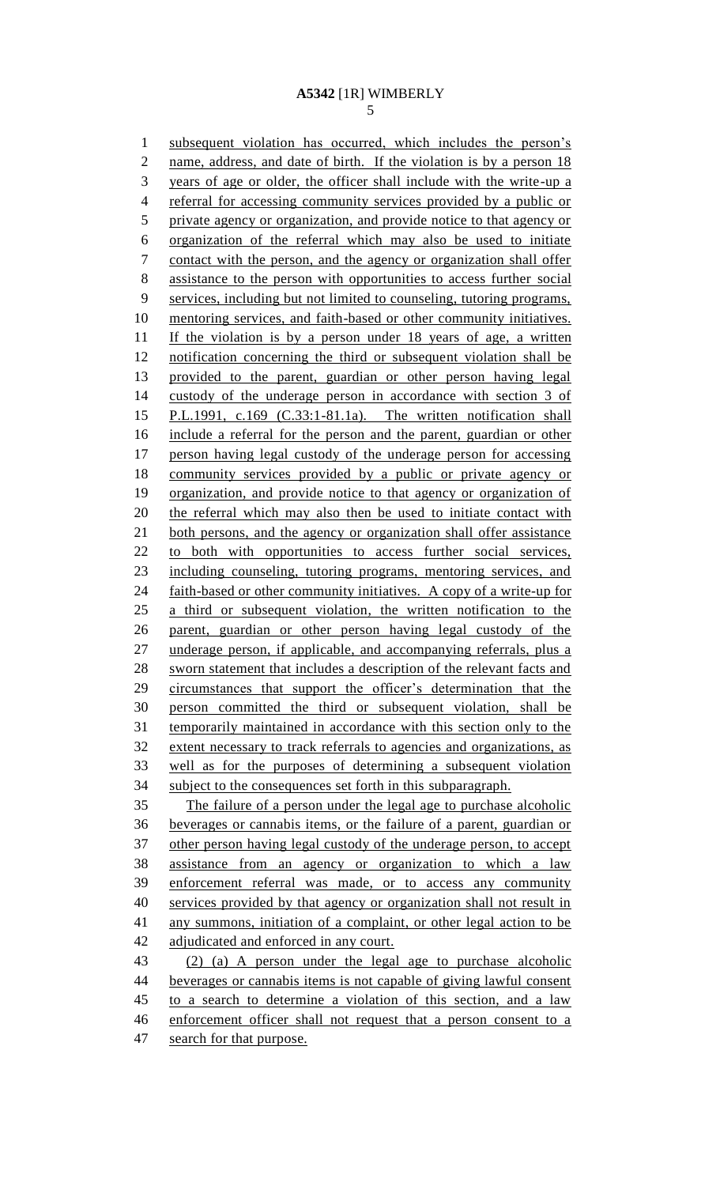subsequent violation has occurred, which includes the person's name, address, and date of birth. If the violation is by a person 18 years of age or older, the officer shall include with the write-up a referral for accessing community services provided by a public or private agency or organization, and provide notice to that agency or organization of the referral which may also be used to initiate contact with the person, and the agency or organization shall offer assistance to the person with opportunities to access further social services, including but not limited to counseling, tutoring programs, mentoring services, and faith-based or other community initiatives. If the violation is by a person under 18 years of age, a written notification concerning the third or subsequent violation shall be provided to the parent, guardian or other person having legal custody of the underage person in accordance with section 3 of P.L.1991, c.169 (C.33:1-81.1a). The written notification shall include a referral for the person and the parent, guardian or other person having legal custody of the underage person for accessing community services provided by a public or private agency or organization, and provide notice to that agency or organization of the referral which may also then be used to initiate contact with both persons, and the agency or organization shall offer assistance to both with opportunities to access further social services, including counseling, tutoring programs, mentoring services, and faith-based or other community initiatives. A copy of a write-up for a third or subsequent violation, the written notification to the parent, guardian or other person having legal custody of the underage person, if applicable, and accompanying referrals, plus a sworn statement that includes a description of the relevant facts and circumstances that support the officer's determination that the person committed the third or subsequent violation, shall be temporarily maintained in accordance with this section only to the extent necessary to track referrals to agencies and organizations, as well as for the purposes of determining a subsequent violation subject to the consequences set forth in this subparagraph.

The failure of a person under the legal age to purchase alcoholic beverages or cannabis items, or the failure of a parent, guardian or other person having legal custody of the underage person, to accept assistance from an agency or organization to which a law enforcement referral was made, or to access any community services provided by that agency or organization shall not result in any summons, initiation of a complaint, or other legal action to be adjudicated and enforced in any court.

(2) (a) A person under the legal age to purchase alcoholic beverages or cannabis items is not capable of giving lawful consent to a search to determine a violation of this section, and a law enforcement officer shall not request that a person consent to a search for that purpose.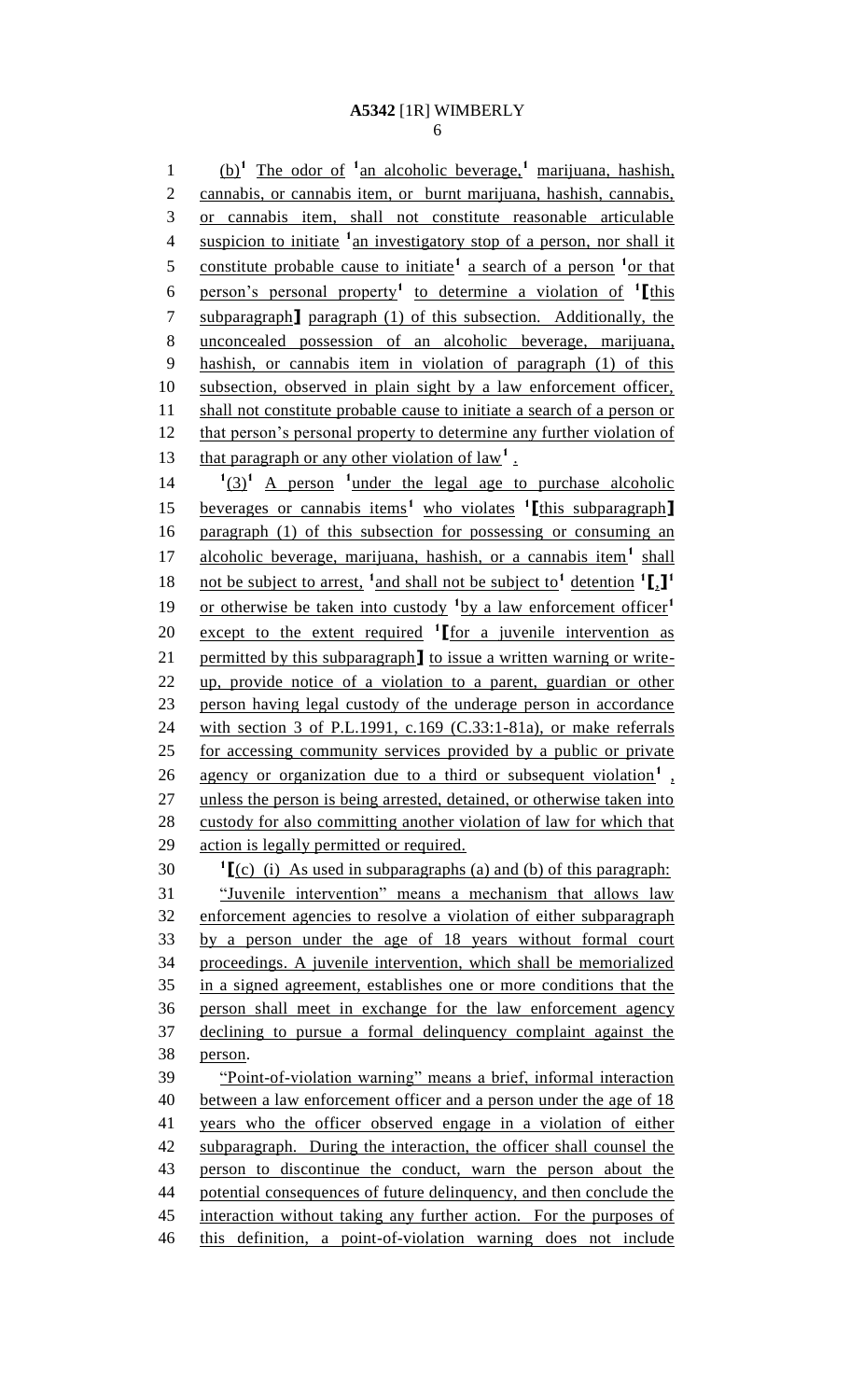(b)[1] The odor of [1]an alcoholic beverage,[1] marijuana, hashish, cannabis, or cannabis item, or burnt marijuana, hashish, cannabis, or cannabis item, shall not constitute reasonable articulable suspicion to initiate [1]an investigatory stop of a person, nor shall it constitute probable cause to initiate[1] a search of a person [1]or that person's personal property[1] to determine a violation of [1][this subparagraph] paragraph (1) of this subsection. Additionally, the unconcealed possession of an alcoholic beverage, marijuana, hashish, or cannabis item in violation of paragraph (1) of this subsection, observed in plain sight by a law enforcement officer, shall not constitute probable cause to initiate a search of a person or that person's personal property to determine any further violation of that paragraph or any other violation of law[1] .

[1](3)[1] A person [1]under the legal age to purchase alcoholic beverages or cannabis items[1] who violates [1][this subparagraph] paragraph (1) of this subsection for possessing or consuming an alcoholic beverage, marijuana, hashish, or a cannabis item[1] shall not be subject to arrest, [1]and shall not be subject to[1] detention [1][,][1] or otherwise be taken into custody [1]by a law enforcement officer[1] except to the extent required [1][for a juvenile intervention as permitted by this subparagraph] to issue a written warning or write-up, provide notice of a violation to a parent, guardian or other person having legal custody of the underage person in accordance with section 3 of P.L.1991, c.169 (C.33:1-81a), or make referrals for accessing community services provided by a public or private agency or organization due to a third or subsequent violation[1] , unless the person is being arrested, detained, or otherwise taken into custody for also committing another violation of law for which that action is legally permitted or required.

[1][(c) (i) As used in subparagraphs (a) and (b) of this paragraph:

"Juvenile intervention" means a mechanism that allows law enforcement agencies to resolve a violation of either subparagraph by a person under the age of 18 years without formal court proceedings. A juvenile intervention, which shall be memorialized in a signed agreement, establishes one or more conditions that the person shall meet in exchange for the law enforcement agency declining to pursue a formal delinquency complaint against the person.

"Point-of-violation warning" means a brief, informal interaction between a law enforcement officer and a person under the age of 18 years who the officer observed engage in a violation of either subparagraph. During the interaction, the officer shall counsel the person to discontinue the conduct, warn the person about the potential consequences of future delinquency, and then conclude the interaction without taking any further action. For the purposes of this definition, a point-of-violation warning does not include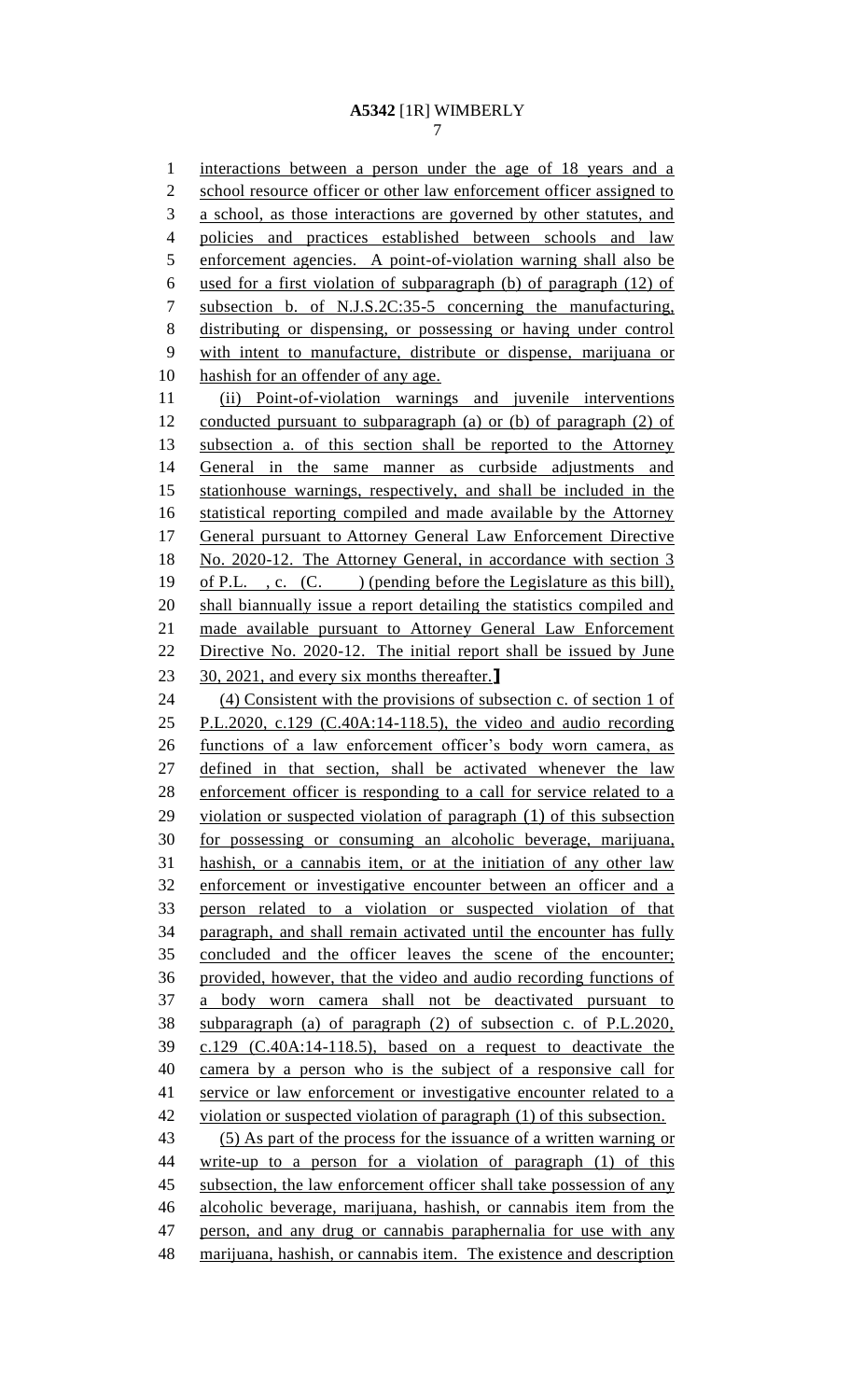interactions between a person under the age of 18 years and a school resource officer or other law enforcement officer assigned to a school, as those interactions are governed by other statutes, and policies and practices established between schools and law enforcement agencies. A point-of-violation warning shall also be used for a first violation of subparagraph (b) of paragraph (12) of subsection b. of N.J.S.2C:35-5 concerning the manufacturing, distributing or dispensing, or possessing or having under control with intent to manufacture, distribute or dispense, marijuana or hashish for an offender of any age.

(ii) Point-of-violation warnings and juvenile interventions conducted pursuant to subparagraph (a) or (b) of paragraph (2) of subsection a. of this section shall be reported to the Attorney General in the same manner as curbside adjustments and stationhouse warnings, respectively, and shall be included in the statistical reporting compiled and made available by the Attorney General pursuant to Attorney General Law Enforcement Directive No. 2020-12. The Attorney General, in accordance with section 3 of P.L. , c. (C. ) (pending before the Legislature as this bill), shall biannually issue a report detailing the statistics compiled and made available pursuant to Attorney General Law Enforcement Directive No. 2020-12. The initial report shall be issued by June 30, 2021, and every six months thereafter.**]**

(4) Consistent with the provisions of subsection c. of section 1 of P.L.2020, c.129 (C.40A:14-118.5), the video and audio recording functions of a law enforcement officer's body worn camera, as defined in that section, shall be activated whenever the law enforcement officer is responding to a call for service related to a violation or suspected violation of paragraph (1) of this subsection for possessing or consuming an alcoholic beverage, marijuana, hashish, or a cannabis item, or at the initiation of any other law enforcement or investigative encounter between an officer and a person related to a violation or suspected violation of that paragraph, and shall remain activated until the encounter has fully concluded and the officer leaves the scene of the encounter; provided, however, that the video and audio recording functions of a body worn camera shall not be deactivated pursuant to subparagraph (a) of paragraph (2) of subsection c. of P.L.2020, c.129 (C.40A:14-118.5), based on a request to deactivate the camera by a person who is the subject of a responsive call for service or law enforcement or investigative encounter related to a violation or suspected violation of paragraph (1) of this subsection.

(5) As part of the process for the issuance of a written warning or write-up to a person for a violation of paragraph (1) of this subsection, the law enforcement officer shall take possession of any alcoholic beverage, marijuana, hashish, or cannabis item from the person, and any drug or cannabis paraphernalia for use with any marijuana, hashish, or cannabis item. The existence and description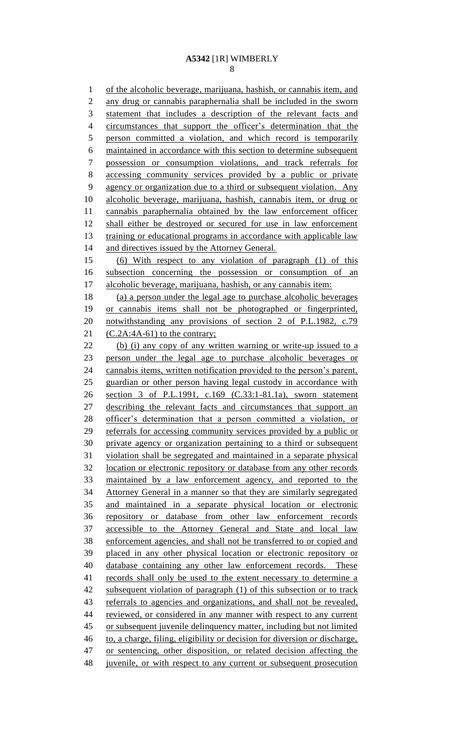of the alcoholic beverage, marijuana, hashish, or cannabis item, and any drug or cannabis paraphernalia shall be included in the sworn statement that includes a description of the relevant facts and circumstances that support the officer's determination that the person committed a violation, and which record is temporarily maintained in accordance with this section to determine subsequent possession or consumption violations, and track referrals for accessing community services provided by a public or private agency or organization due to a third or subsequent violation. Any alcoholic beverage, marijuana, hashish, cannabis item, or drug or cannabis paraphernalia obtained by the law enforcement officer shall either be destroyed or secured for use in law enforcement training or educational programs in accordance with applicable law and directives issued by the Attorney General.

(6) With respect to any violation of paragraph (1) of this subsection concerning the possession or consumption of an alcoholic beverage, marijuana, hashish, or any cannabis item:

(a) a person under the legal age to purchase alcoholic beverages or cannabis items shall not be photographed or fingerprinted, notwithstanding any provisions of section 2 of P.L.1982, c.79 (C.2A:4A-61) to the contrary;

(b) (i) any copy of any written warning or write-up issued to a person under the legal age to purchase alcoholic beverages or cannabis items, written notification provided to the person's parent, guardian or other person having legal custody in accordance with section 3 of P.L.1991, c.169 (C.33:1-81.1a), sworn statement describing the relevant facts and circumstances that support an officer's determination that a person committed a violation, or referrals for accessing community services provided by a public or private agency or organization pertaining to a third or subsequent violation shall be segregated and maintained in a separate physical location or electronic repository or database from any other records maintained by a law enforcement agency, and reported to the Attorney General in a manner so that they are similarly segregated and maintained in a separate physical location or electronic repository or database from other law enforcement records accessible to the Attorney General and State and local law enforcement agencies, and shall not be transferred to or copied and placed in any other physical location or electronic repository or database containing any other law enforcement records. These records shall only be used to the extent necessary to determine a subsequent violation of paragraph (1) of this subsection or to track referrals to agencies and organizations, and shall not be revealed, reviewed, or considered in any manner with respect to any current or subsequent juvenile delinquency matter, including but not limited to, a charge, filing, eligibility or decision for diversion or discharge, or sentencing, other disposition, or related decision affecting the juvenile, or with respect to any current or subsequent prosecution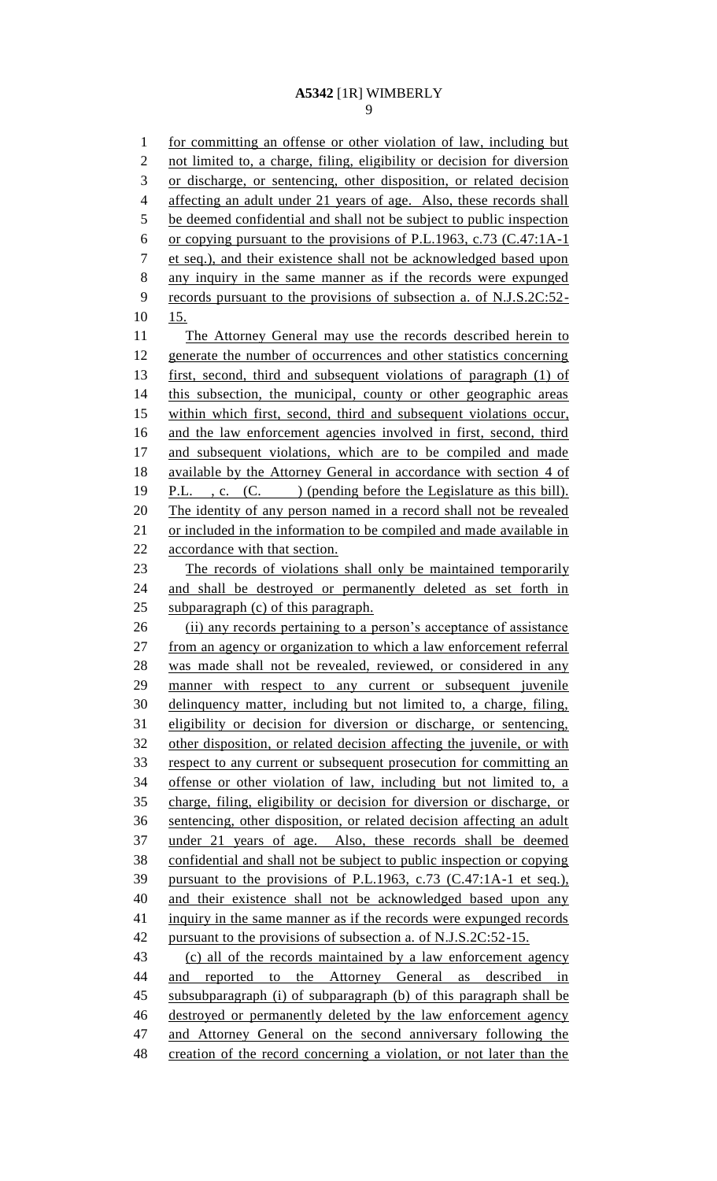for committing an offense or other violation of law, including but not limited to, a charge, filing, eligibility or decision for diversion or discharge, or sentencing, other disposition, or related decision affecting an adult under 21 years of age. Also, these records shall be deemed confidential and shall not be subject to public inspection or copying pursuant to the provisions of P.L.1963, c.73 (C.47:1A-1 et seq.), and their existence shall not be acknowledged based upon any inquiry in the same manner as if the records were expunged records pursuant to the provisions of subsection a. of N.J.S.2C:52-15.

The Attorney General may use the records described herein to generate the number of occurrences and other statistics concerning first, second, third and subsequent violations of paragraph (1) of this subsection, the municipal, county or other geographic areas within which first, second, third and subsequent violations occur, and the law enforcement agencies involved in first, second, third and subsequent violations, which are to be compiled and made available by the Attorney General in accordance with section 4 of P.L. , c. (C. ) (pending before the Legislature as this bill). The identity of any person named in a record shall not be revealed or included in the information to be compiled and made available in accordance with that section.

The records of violations shall only be maintained temporarily and shall be destroyed or permanently deleted as set forth in subparagraph (c) of this paragraph.

(ii) any records pertaining to a person's acceptance of assistance from an agency or organization to which a law enforcement referral was made shall not be revealed, reviewed, or considered in any manner with respect to any current or subsequent juvenile delinquency matter, including but not limited to, a charge, filing, eligibility or decision for diversion or discharge, or sentencing, other disposition, or related decision affecting the juvenile, or with respect to any current or subsequent prosecution for committing an offense or other violation of law, including but not limited to, a charge, filing, eligibility or decision for diversion or discharge, or sentencing, other disposition, or related decision affecting an adult under 21 years of age. Also, these records shall be deemed confidential and shall not be subject to public inspection or copying pursuant to the provisions of P.L.1963, c.73 (C.47:1A-1 et seq.), and their existence shall not be acknowledged based upon any inquiry in the same manner as if the records were expunged records pursuant to the provisions of subsection a. of N.J.S.2C:52-15.

(c) all of the records maintained by a law enforcement agency and reported to the Attorney General as described in subsubparagraph (i) of subparagraph (b) of this paragraph shall be destroyed or permanently deleted by the law enforcement agency and Attorney General on the second anniversary following the creation of the record concerning a violation, or not later than the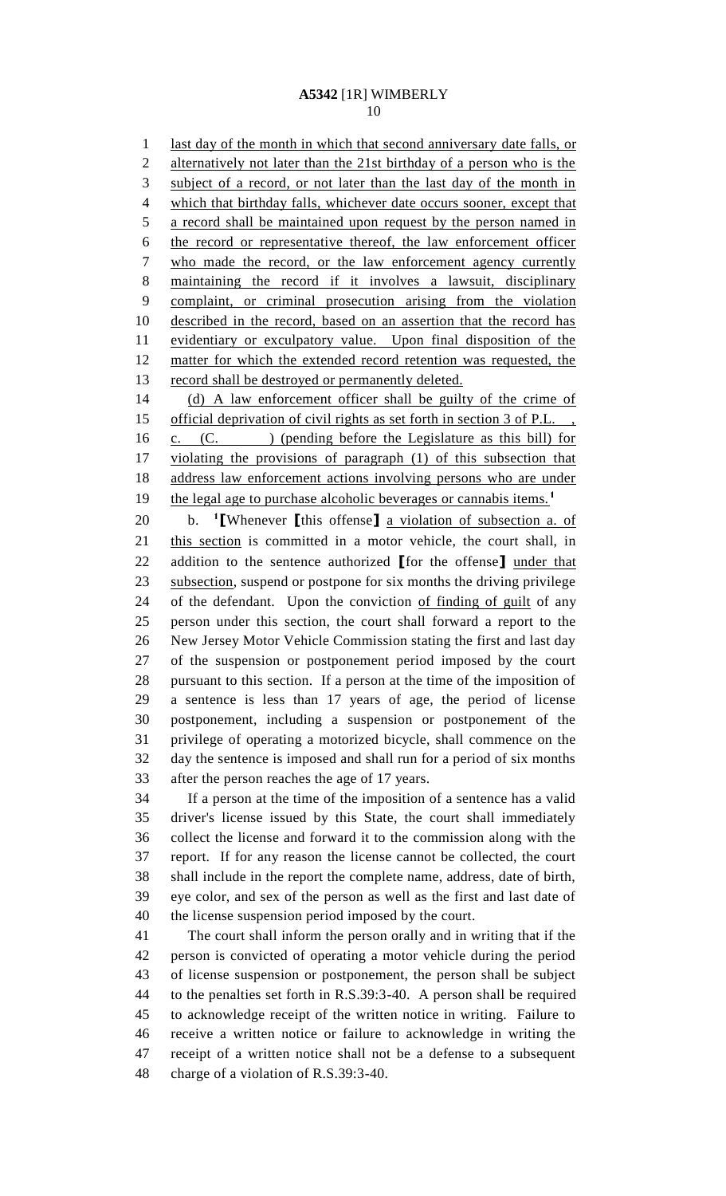last day of the month in which that second anniversary date falls, or alternatively not later than the 21st birthday of a person who is the subject of a record, or not later than the last day of the month in which that birthday falls, whichever date occurs sooner, except that a record shall be maintained upon request by the person named in the record or representative thereof, the law enforcement officer who made the record, or the law enforcement agency currently maintaining the record if it involves a lawsuit, disciplinary complaint, or criminal prosecution arising from the violation described in the record, based on an assertion that the record has evidentiary or exculpatory value. Upon final disposition of the matter for which the extended record retention was requested, the record shall be destroyed or permanently deleted.

(d) A law enforcement officer shall be guilty of the crime of official deprivation of civil rights as set forth in section 3 of P.L. , c. (C. ) (pending before the Legislature as this bill) for violating the provisions of paragraph (1) of this subsection that address law enforcement actions involving persons who are under the legal age to purchase alcoholic beverages or cannabis items.[1]

b. [1]【Whenever 【this offense】 a violation of subsection a. of this section is committed in a motor vehicle, the court shall, in addition to the sentence authorized 【for the offense】 under that subsection, suspend or postpone for six months the driving privilege of the defendant. Upon the conviction of finding of guilt of any person under this section, the court shall forward a report to the New Jersey Motor Vehicle Commission stating the first and last day of the suspension or postponement period imposed by the court pursuant to this section. If a person at the time of the imposition of a sentence is less than 17 years of age, the period of license postponement, including a suspension or postponement of the privilege of operating a motorized bicycle, shall commence on the day the sentence is imposed and shall run for a period of six months after the person reaches the age of 17 years.

If a person at the time of the imposition of a sentence has a valid driver's license issued by this State, the court shall immediately collect the license and forward it to the commission along with the report. If for any reason the license cannot be collected, the court shall include in the report the complete name, address, date of birth, eye color, and sex of the person as well as the first and last date of the license suspension period imposed by the court.

The court shall inform the person orally and in writing that if the person is convicted of operating a motor vehicle during the period of license suspension or postponement, the person shall be subject to the penalties set forth in R.S.39:3-40. A person shall be required to acknowledge receipt of the written notice in writing. Failure to receive a written notice or failure to acknowledge in writing the receipt of a written notice shall not be a defense to a subsequent charge of a violation of R.S.39:3-40.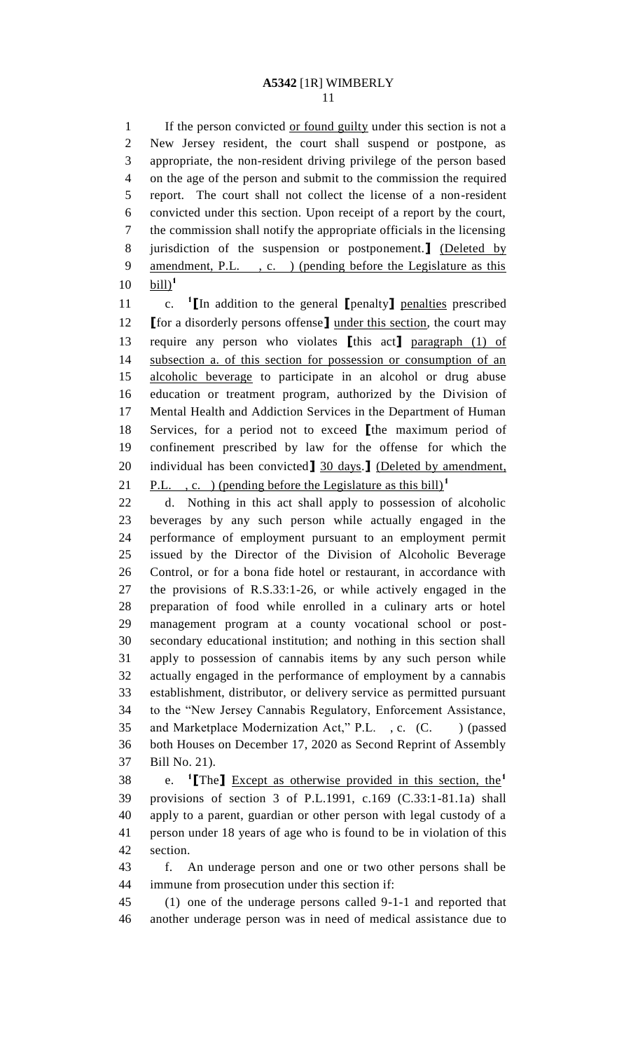If the person convicted or found guilty under this section is not a New Jersey resident, the court shall suspend or postpone, as appropriate, the non-resident driving privilege of the person based on the age of the person and submit to the commission the required report. The court shall not collect the license of a non-resident convicted under this section. Upon receipt of a report by the court, the commission shall notify the appropriate officials in the licensing jurisdiction of the suspension or postponement.】 (Deleted by amendment, P.L. , c. ) (pending before the Legislature as this bill)[1]

c. [1]【In addition to the general 【penalty】 penalties prescribed 【for a disorderly persons offense】 under this section, the court may require any person who violates 【this act】 paragraph (1) of subsection a. of this section for possession or consumption of an alcoholic beverage to participate in an alcohol or drug abuse education or treatment program, authorized by the Division of Mental Health and Addiction Services in the Department of Human Services, for a period not to exceed 【the maximum period of confinement prescribed by law for the offense for which the individual has been convicted】 30 days.】 (Deleted by amendment, P.L. , c. ) (pending before the Legislature as this bill)[1]

d. Nothing in this act shall apply to possession of alcoholic beverages by any such person while actually engaged in the performance of employment pursuant to an employment permit issued by the Director of the Division of Alcoholic Beverage Control, or for a bona fide hotel or restaurant, in accordance with the provisions of R.S.33:1-26, or while actively engaged in the preparation of food while enrolled in a culinary arts or hotel management program at a county vocational school or post-secondary educational institution; and nothing in this section shall apply to possession of cannabis items by any such person while actually engaged in the performance of employment by a cannabis establishment, distributor, or delivery service as permitted pursuant to the "New Jersey Cannabis Regulatory, Enforcement Assistance, and Marketplace Modernization Act," P.L. , c. (C. ) (passed both Houses on December 17, 2020 as Second Reprint of Assembly Bill No. 21).

e. [1]【The】 Except as otherwise provided in this section, the[1] provisions of section 3 of P.L.1991, c.169 (C.33:1-81.1a) shall apply to a parent, guardian or other person with legal custody of a person under 18 years of age who is found to be in violation of this section.

f. An underage person and one or two other persons shall be immune from prosecution under this section if:

(1) one of the underage persons called 9-1-1 and reported that another underage person was in need of medical assistance due to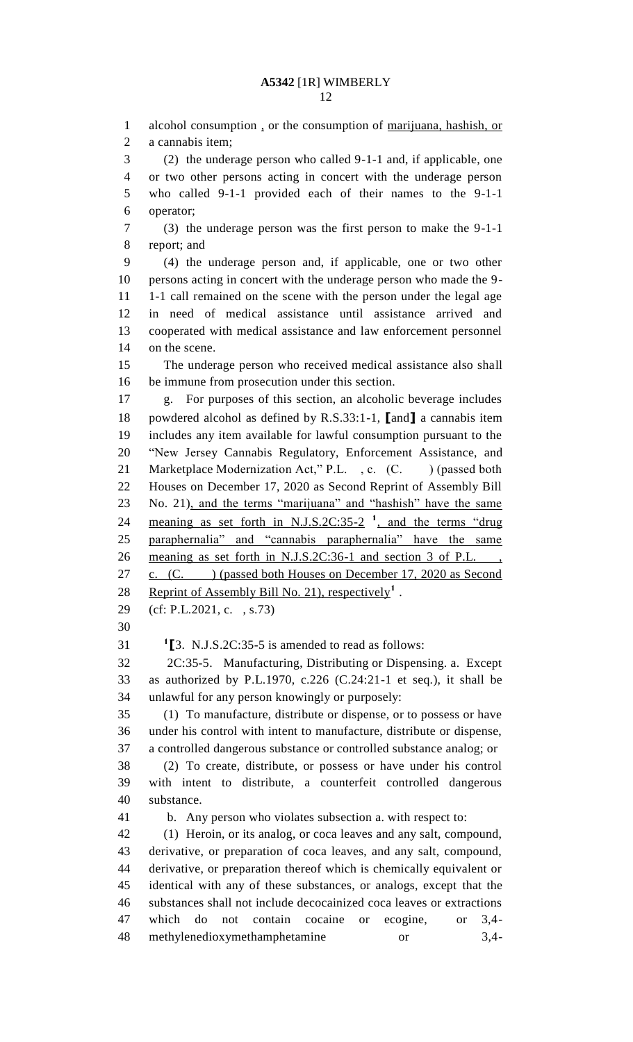alcohol consumption , or the consumption of marijuana, hashish, or a cannabis item;

(2) the underage person who called 9-1-1 and, if applicable, one or two other persons acting in concert with the underage person who called 9-1-1 provided each of their names to the 9-1-1 operator;

(3) the underage person was the first person to make the 9-1-1 report; and

(4) the underage person and, if applicable, one or two other persons acting in concert with the underage person who made the 9-1-1 call remained on the scene with the person under the legal age in need of medical assistance until assistance arrived and cooperated with medical assistance and law enforcement personnel on the scene.

The underage person who received medical assistance also shall be immune from prosecution under this section.

g. For purposes of this section, an alcoholic beverage includes powdered alcohol as defined by R.S.33:1-1, [and] a cannabis item includes any item available for lawful consumption pursuant to the "New Jersey Cannabis Regulatory, Enforcement Assistance, and Marketplace Modernization Act," P.L. , c. (C. ) (passed both Houses on December 17, 2020 as Second Reprint of Assembly Bill No. 21), and the terms "marijuana" and "hashish" have the same meaning as set forth in N.J.S.2C:35-2 [1], and the terms "drug paraphernalia" and "cannabis paraphernalia" have the same meaning as set forth in N.J.S.2C:36-1 and section 3 of P.L. , c. (C. ) (passed both Houses on December 17, 2020 as Second Reprint of Assembly Bill No. 21), respectively[1] .

(cf: P.L.2021, c. , s.73)

[1][3. N.J.S.2C:35-5 is amended to read as follows:

2C:35-5. Manufacturing, Distributing or Dispensing. a. Except as authorized by P.L.1970, c.226 (C.24:21-1 et seq.), it shall be unlawful for any person knowingly or purposely:

(1) To manufacture, distribute or dispense, or to possess or have under his control with intent to manufacture, distribute or dispense, a controlled dangerous substance or controlled substance analog; or

(2) To create, distribute, or possess or have under his control with intent to distribute, a counterfeit controlled dangerous substance.

b. Any person who violates subsection a. with respect to:

(1) Heroin, or its analog, or coca leaves and any salt, compound, derivative, or preparation of coca leaves, and any salt, compound, derivative, or preparation thereof which is chemically equivalent or identical with any of these substances, or analogs, except that the substances shall not include decocainized coca leaves or extractions which do not contain cocaine or ecogine, or 3,4-methylenedioxymethamphetamine or 3,4-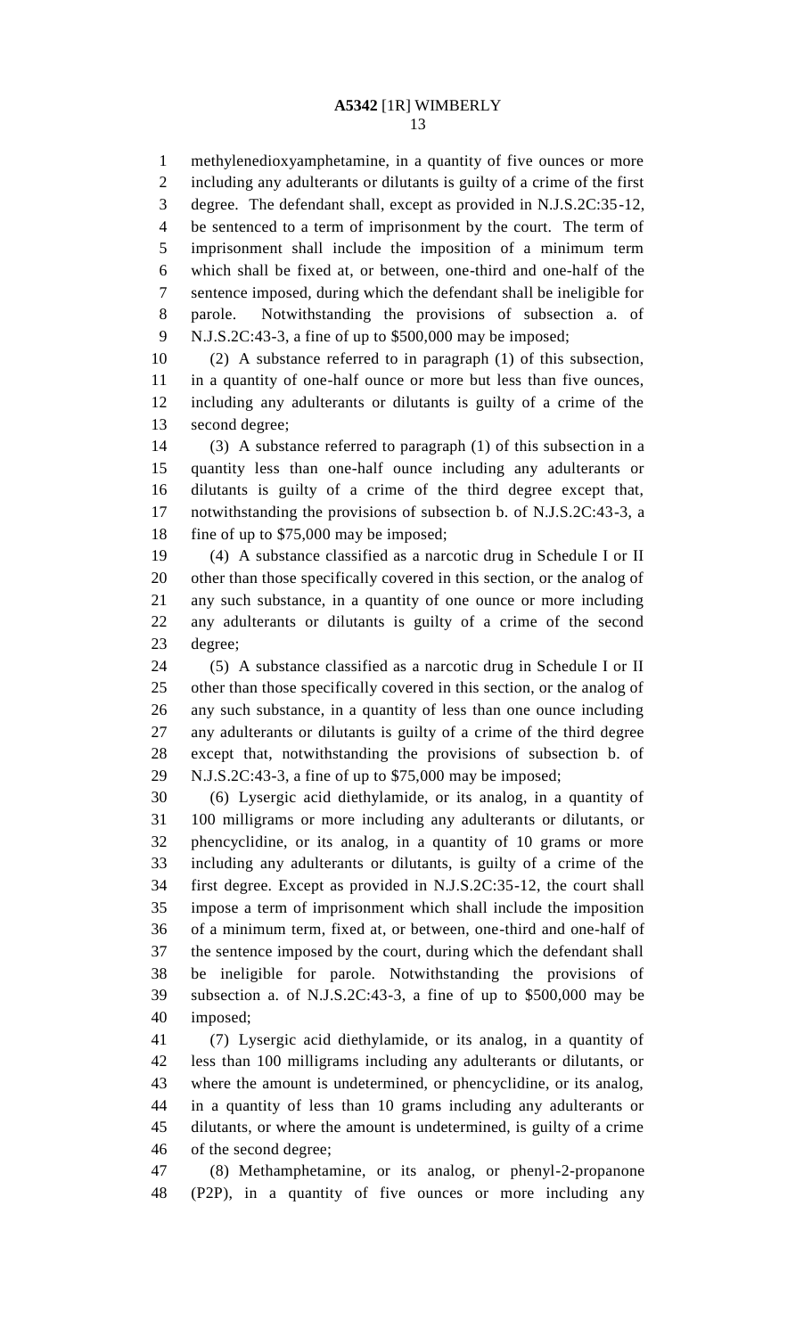methylenedioxyamphetamine, in a quantity of five ounces or more including any adulterants or dilutants is guilty of a crime of the first degree. The defendant shall, except as provided in N.J.S.2C:35-12, be sentenced to a term of imprisonment by the court. The term of imprisonment shall include the imposition of a minimum term which shall be fixed at, or between, one-third and one-half of the sentence imposed, during which the defendant shall be ineligible for parole. Notwithstanding the provisions of subsection a. of N.J.S.2C:43-3, a fine of up to $500,000 may be imposed;

(2) A substance referred to in paragraph (1) of this subsection, in a quantity of one-half ounce or more but less than five ounces, including any adulterants or dilutants is guilty of a crime of the second degree;

(3) A substance referred to paragraph (1) of this subsection in a quantity less than one-half ounce including any adulterants or dilutants is guilty of a crime of the third degree except that, notwithstanding the provisions of subsection b. of N.J.S.2C:43-3, a fine of up to $75,000 may be imposed;

(4) A substance classified as a narcotic drug in Schedule I or II other than those specifically covered in this section, or the analog of any such substance, in a quantity of one ounce or more including any adulterants or dilutants is guilty of a crime of the second degree;

(5) A substance classified as a narcotic drug in Schedule I or II other than those specifically covered in this section, or the analog of any such substance, in a quantity of less than one ounce including any adulterants or dilutants is guilty of a crime of the third degree except that, notwithstanding the provisions of subsection b. of N.J.S.2C:43-3, a fine of up to $75,000 may be imposed;

(6) Lysergic acid diethylamide, or its analog, in a quantity of 100 milligrams or more including any adulterants or dilutants, or phencyclidine, or its analog, in a quantity of 10 grams or more including any adulterants or dilutants, is guilty of a crime of the first degree. Except as provided in N.J.S.2C:35-12, the court shall impose a term of imprisonment which shall include the imposition of a minimum term, fixed at, or between, one-third and one-half of the sentence imposed by the court, during which the defendant shall be ineligible for parole. Notwithstanding the provisions of subsection a. of N.J.S.2C:43-3, a fine of up to $500,000 may be imposed;

(7) Lysergic acid diethylamide, or its analog, in a quantity of less than 100 milligrams including any adulterants or dilutants, or where the amount is undetermined, or phencyclidine, or its analog, in a quantity of less than 10 grams including any adulterants or dilutants, or where the amount is undetermined, is guilty of a crime of the second degree;

(8) Methamphetamine, or its analog, or phenyl-2-propanone (P2P), in a quantity of five ounces or more including any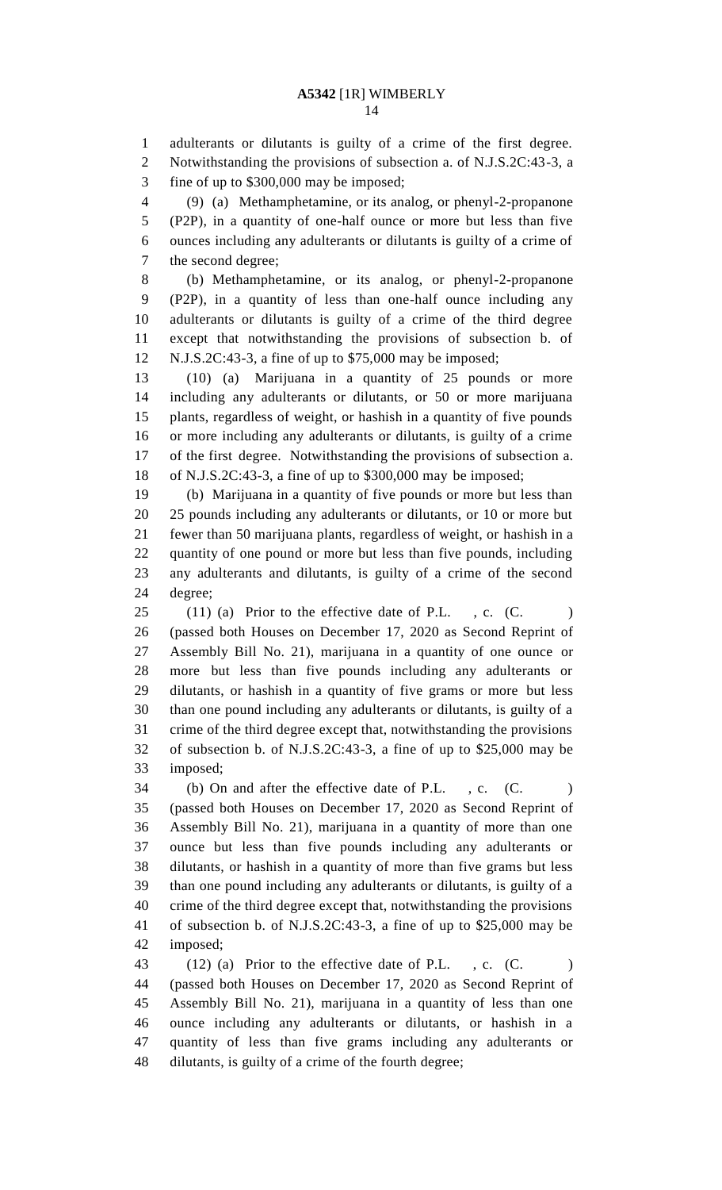adulterants or dilutants is guilty of a crime of the first degree. Notwithstanding the provisions of subsection a. of N.J.S.2C:43-3, a fine of up to $300,000 may be imposed;

(9) (a) Methamphetamine, or its analog, or phenyl-2-propanone (P2P), in a quantity of one-half ounce or more but less than five ounces including any adulterants or dilutants is guilty of a crime of the second degree;

(b) Methamphetamine, or its analog, or phenyl-2-propanone (P2P), in a quantity of less than one-half ounce including any adulterants or dilutants is guilty of a crime of the third degree except that notwithstanding the provisions of subsection b. of N.J.S.2C:43-3, a fine of up to $75,000 may be imposed;

(10) (a) Marijuana in a quantity of 25 pounds or more including any adulterants or dilutants, or 50 or more marijuana plants, regardless of weight, or hashish in a quantity of five pounds or more including any adulterants or dilutants, is guilty of a crime of the first degree. Notwithstanding the provisions of subsection a. of N.J.S.2C:43-3, a fine of up to $300,000 may be imposed;

(b) Marijuana in a quantity of five pounds or more but less than 25 pounds including any adulterants or dilutants, or 10 or more but fewer than 50 marijuana plants, regardless of weight, or hashish in a quantity of one pound or more but less than five pounds, including any adulterants and dilutants, is guilty of a crime of the second degree;

(11) (a) Prior to the effective date of P.L. , c. (C. ) (passed both Houses on December 17, 2020 as Second Reprint of Assembly Bill No. 21), marijuana in a quantity of one ounce or more but less than five pounds including any adulterants or dilutants, or hashish in a quantity of five grams or more but less than one pound including any adulterants or dilutants, is guilty of a crime of the third degree except that, notwithstanding the provisions of subsection b. of N.J.S.2C:43-3, a fine of up to $25,000 may be imposed;

(b) On and after the effective date of P.L. , c. (C. ) (passed both Houses on December 17, 2020 as Second Reprint of Assembly Bill No. 21), marijuana in a quantity of more than one ounce but less than five pounds including any adulterants or dilutants, or hashish in a quantity of more than five grams but less than one pound including any adulterants or dilutants, is guilty of a crime of the third degree except that, notwithstanding the provisions of subsection b. of N.J.S.2C:43-3, a fine of up to $25,000 may be imposed;

(12) (a) Prior to the effective date of P.L. , c. (C. ) (passed both Houses on December 17, 2020 as Second Reprint of Assembly Bill No. 21), marijuana in a quantity of less than one ounce including any adulterants or dilutants, or hashish in a quantity of less than five grams including any adulterants or dilutants, is guilty of a crime of the fourth degree;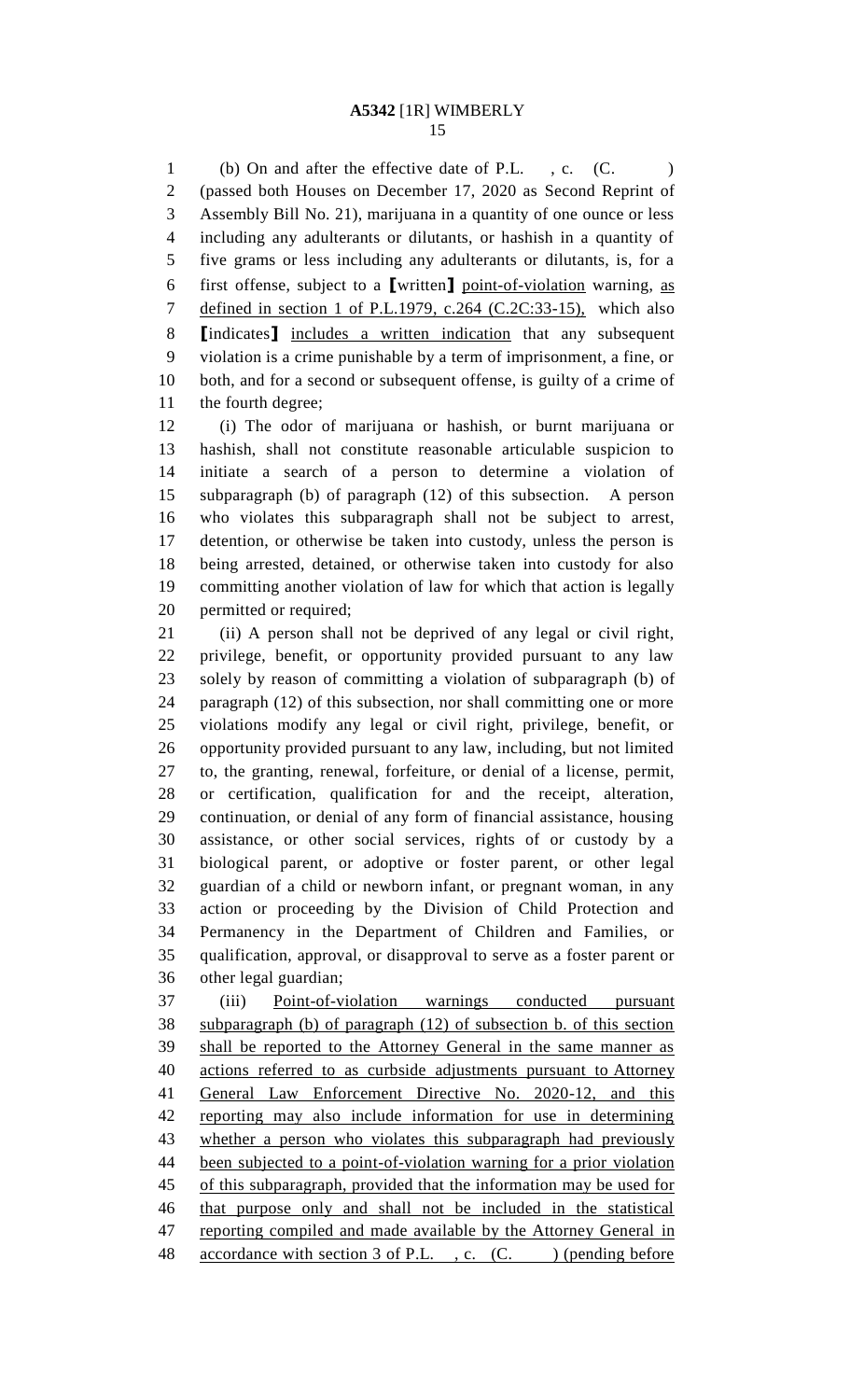(b) On and after the effective date of P.L. , c. (C. ) (passed both Houses on December 17, 2020 as Second Reprint of Assembly Bill No. 21), marijuana in a quantity of one ounce or less including any adulterants or dilutants, or hashish in a quantity of five grams or less including any adulterants or dilutants, is, for a first offense, subject to a [written] point-of-violation warning, as defined in section 1 of P.L.1979, c.264 (C.2C:33-15), which also [indicates] includes a written indication that any subsequent violation is a crime punishable by a term of imprisonment, a fine, or both, and for a second or subsequent offense, is guilty of a crime of the fourth degree;

(i) The odor of marijuana or hashish, or burnt marijuana or hashish, shall not constitute reasonable articulable suspicion to initiate a search of a person to determine a violation of subparagraph (b) of paragraph (12) of this subsection. A person who violates this subparagraph shall not be subject to arrest, detention, or otherwise be taken into custody, unless the person is being arrested, detained, or otherwise taken into custody for also committing another violation of law for which that action is legally permitted or required;

(ii) A person shall not be deprived of any legal or civil right, privilege, benefit, or opportunity provided pursuant to any law solely by reason of committing a violation of subparagraph (b) of paragraph (12) of this subsection, nor shall committing one or more violations modify any legal or civil right, privilege, benefit, or opportunity provided pursuant to any law, including, but not limited to, the granting, renewal, forfeiture, or denial of a license, permit, or certification, qualification for and the receipt, alteration, continuation, or denial of any form of financial assistance, housing assistance, or other social services, rights of or custody by a biological parent, or adoptive or foster parent, or other legal guardian of a child or newborn infant, or pregnant woman, in any action or proceeding by the Division of Child Protection and Permanency in the Department of Children and Families, or qualification, approval, or disapproval to serve as a foster parent or other legal guardian;

(iii) Point-of-violation warnings conducted pursuant subparagraph (b) of paragraph (12) of subsection b. of this section shall be reported to the Attorney General in the same manner as actions referred to as curbside adjustments pursuant to Attorney General Law Enforcement Directive No. 2020-12, and this reporting may also include information for use in determining whether a person who violates this subparagraph had previously been subjected to a point-of-violation warning for a prior violation of this subparagraph, provided that the information may be used for that purpose only and shall not be included in the statistical reporting compiled and made available by the Attorney General in accordance with section 3 of P.L. , c. (C. ) (pending before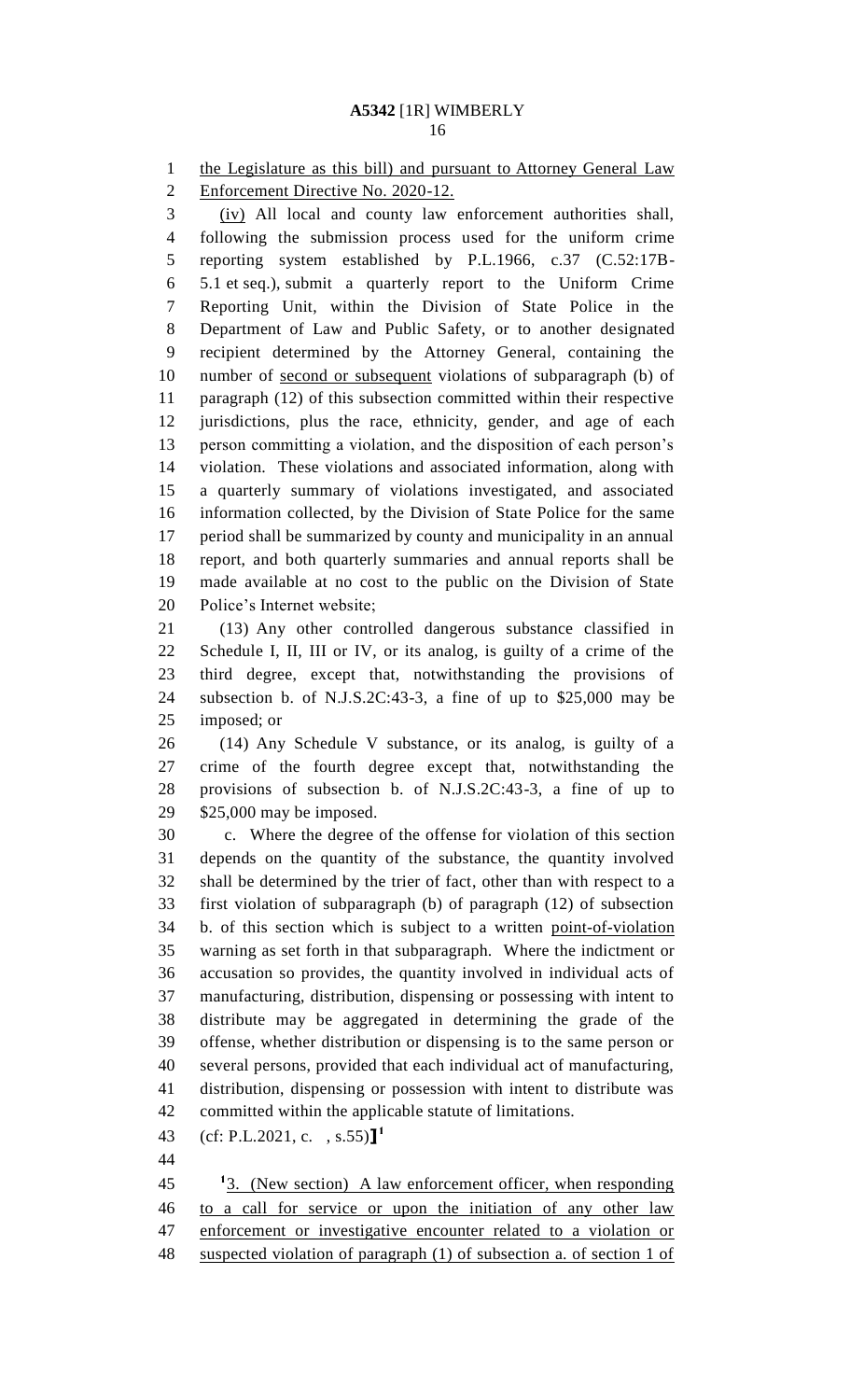the Legislature as this bill) and pursuant to Attorney General Law Enforcement Directive No. 2020-12.

(iv) All local and county law enforcement authorities shall, following the submission process used for the uniform crime reporting system established by P.L.1966, c.37 (C.52:17B-5.1 et seq.), submit a quarterly report to the Uniform Crime Reporting Unit, within the Division of State Police in the Department of Law and Public Safety, or to another designated recipient determined by the Attorney General, containing the number of second or subsequent violations of subparagraph (b) of paragraph (12) of this subsection committed within their respective jurisdictions, plus the race, ethnicity, gender, and age of each person committing a violation, and the disposition of each person's violation. These violations and associated information, along with a quarterly summary of violations investigated, and associated information collected, by the Division of State Police for the same period shall be summarized by county and municipality in an annual report, and both quarterly summaries and annual reports shall be made available at no cost to the public on the Division of State Police's Internet website;

(13) Any other controlled dangerous substance classified in Schedule I, II, III or IV, or its analog, is guilty of a crime of the third degree, except that, notwithstanding the provisions of subsection b. of N.J.S.2C:43-3, a fine of up to $25,000 may be imposed; or

(14) Any Schedule V substance, or its analog, is guilty of a crime of the fourth degree except that, notwithstanding the provisions of subsection b. of N.J.S.2C:43-3, a fine of up to $25,000 may be imposed.

c. Where the degree of the offense for violation of this section depends on the quantity of the substance, the quantity involved shall be determined by the trier of fact, other than with respect to a first violation of subparagraph (b) of paragraph (12) of subsection b. of this section which is subject to a written point-of-violation warning as set forth in that subparagraph. Where the indictment or accusation so provides, the quantity involved in individual acts of manufacturing, distribution, dispensing or possessing with intent to distribute may be aggregated in determining the grade of the offense, whether distribution or dispensing is to the same person or several persons, provided that each individual act of manufacturing, distribution, dispensing or possession with intent to distribute was committed within the applicable statute of limitations.

(cf: P.L.2021, c. , s.55)]][1]

[1]3. (New section) A law enforcement officer, when responding to a call for service or upon the initiation of any other law enforcement or investigative encounter related to a violation or suspected violation of paragraph (1) of subsection a. of section 1 of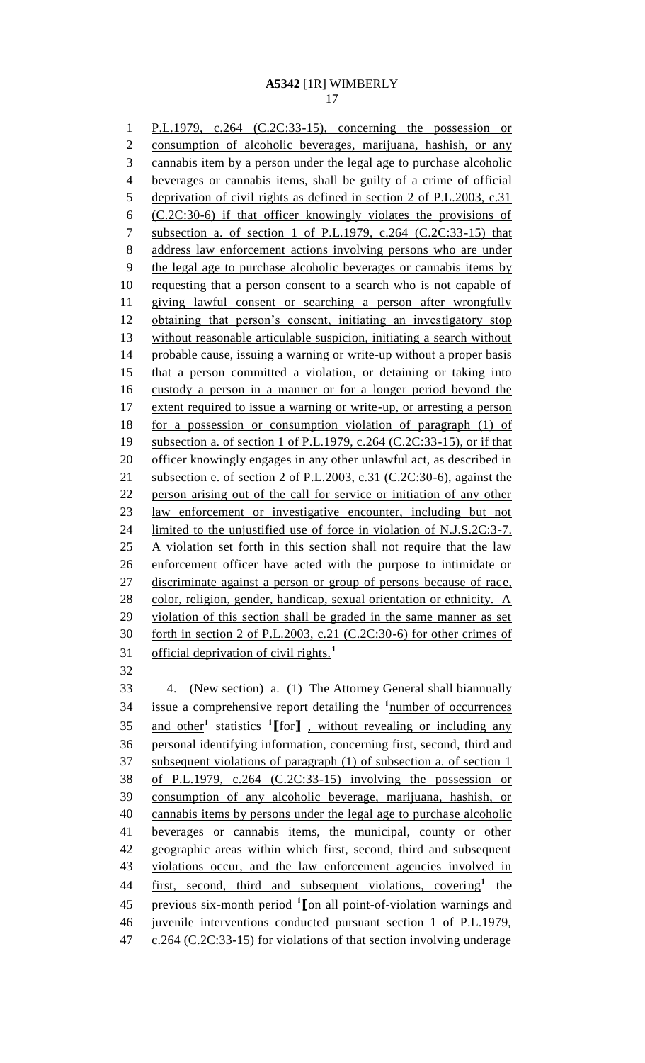P.L.1979, c.264 (C.2C:33-15), concerning the possession or consumption of alcoholic beverages, marijuana, hashish, or any cannabis item by a person under the legal age to purchase alcoholic beverages or cannabis items, shall be guilty of a crime of official deprivation of civil rights as defined in section 2 of P.L.2003, c.31 (C.2C:30-6) if that officer knowingly violates the provisions of subsection a. of section 1 of P.L.1979, c.264 (C.2C:33-15) that address law enforcement actions involving persons who are under the legal age to purchase alcoholic beverages or cannabis items by requesting that a person consent to a search who is not capable of giving lawful consent or searching a person after wrongfully obtaining that person's consent, initiating an investigatory stop without reasonable articulable suspicion, initiating a search without probable cause, issuing a warning or write-up without a proper basis that a person committed a violation, or detaining or taking into custody a person in a manner or for a longer period beyond the extent required to issue a warning or write-up, or arresting a person for a possession or consumption violation of paragraph (1) of subsection a. of section 1 of P.L.1979, c.264 (C.2C:33-15), or if that officer knowingly engages in any other unlawful act, as described in subsection e. of section 2 of P.L.2003, c.31 (C.2C:30-6), against the person arising out of the call for service or initiation of any other law enforcement or investigative encounter, including but not limited to the unjustified use of force in violation of N.J.S.2C:3-7. A violation set forth in this section shall not require that the law enforcement officer have acted with the purpose to intimidate or discriminate against a person or group of persons because of race, color, religion, gender, handicap, sexual orientation or ethnicity. A violation of this section shall be graded in the same manner as set forth in section 2 of P.L.2003, c.21 (C.2C:30-6) for other crimes of official deprivation of civil rights.[1]

4. (New section) a. (1) The Attorney General shall biannually issue a comprehensive report detailing the [1]number of occurrences and other[1] statistics [1]⟦for⟧ , without revealing or including any personal identifying information, concerning first, second, third and subsequent violations of paragraph (1) of subsection a. of section 1 of P.L.1979, c.264 (C.2C:33-15) involving the possession or consumption of any alcoholic beverage, marijuana, hashish, or cannabis items by persons under the legal age to purchase alcoholic beverages or cannabis items, the municipal, county or other geographic areas within which first, second, third and subsequent violations occur, and the law enforcement agencies involved in first, second, third and subsequent violations, covering[1] the previous six-month period [1]⟦on all point-of-violation warnings and juvenile interventions conducted pursuant section 1 of P.L.1979, c.264 (C.2C:33-15) for violations of that section involving underage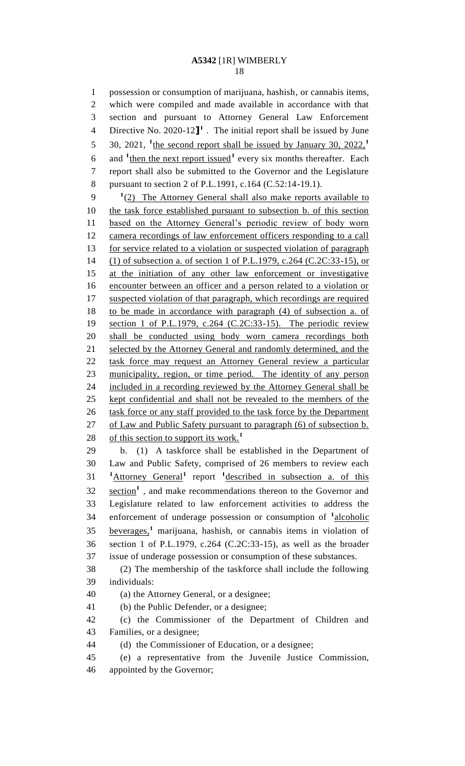possession or consumption of marijuana, hashish, or cannabis items, which were compiled and made available in accordance with that section and pursuant to Attorney General Law Enforcement Directive No. 2020-12]][1] . The initial report shall be issued by June 30, 2021, [1]the second report shall be issued by January 30, 2022,[1] and [1]then the next report issued[1] every six months thereafter. Each report shall also be submitted to the Governor and the Legislature pursuant to section 2 of P.L.1991, c.164 (C.52:14-19.1).

[1](2) The Attorney General shall also make reports available to the task force established pursuant to subsection b. of this section based on the Attorney General's periodic review of body worn camera recordings of law enforcement officers responding to a call for service related to a violation or suspected violation of paragraph (1) of subsection a. of section 1 of P.L.1979, c.264 (C.2C:33-15), or at the initiation of any other law enforcement or investigative encounter between an officer and a person related to a violation or suspected violation of that paragraph, which recordings are required to be made in accordance with paragraph (4) of subsection a. of section 1 of P.L.1979, c.264 (C.2C:33-15). The periodic review shall be conducted using body worn camera recordings both selected by the Attorney General and randomly determined, and the task force may request an Attorney General review a particular municipality, region, or time period. The identity of any person included in a recording reviewed by the Attorney General shall be kept confidential and shall not be revealed to the members of the task force or any staff provided to the task force by the Department of Law and Public Safety pursuant to paragraph (6) of subsection b. of this section to support its work.[1]

b. (1) A taskforce shall be established in the Department of Law and Public Safety, comprised of 26 members to review each [1]Attorney General[1] report [1]described in subsection a. of this section[1] , and make recommendations thereon to the Governor and Legislature related to law enforcement activities to address the enforcement of underage possession or consumption of [1]alcoholic beverages,[1] marijuana, hashish, or cannabis items in violation of section 1 of P.L.1979, c.264 (C.2C:33-15), as well as the broader issue of underage possession or consumption of these substances.

(2) The membership of the taskforce shall include the following individuals:

(a) the Attorney General, or a designee;

(b) the Public Defender, or a designee;

(c) the Commissioner of the Department of Children and Families, or a designee;

(d) the Commissioner of Education, or a designee;

(e) a representative from the Juvenile Justice Commission, appointed by the Governor;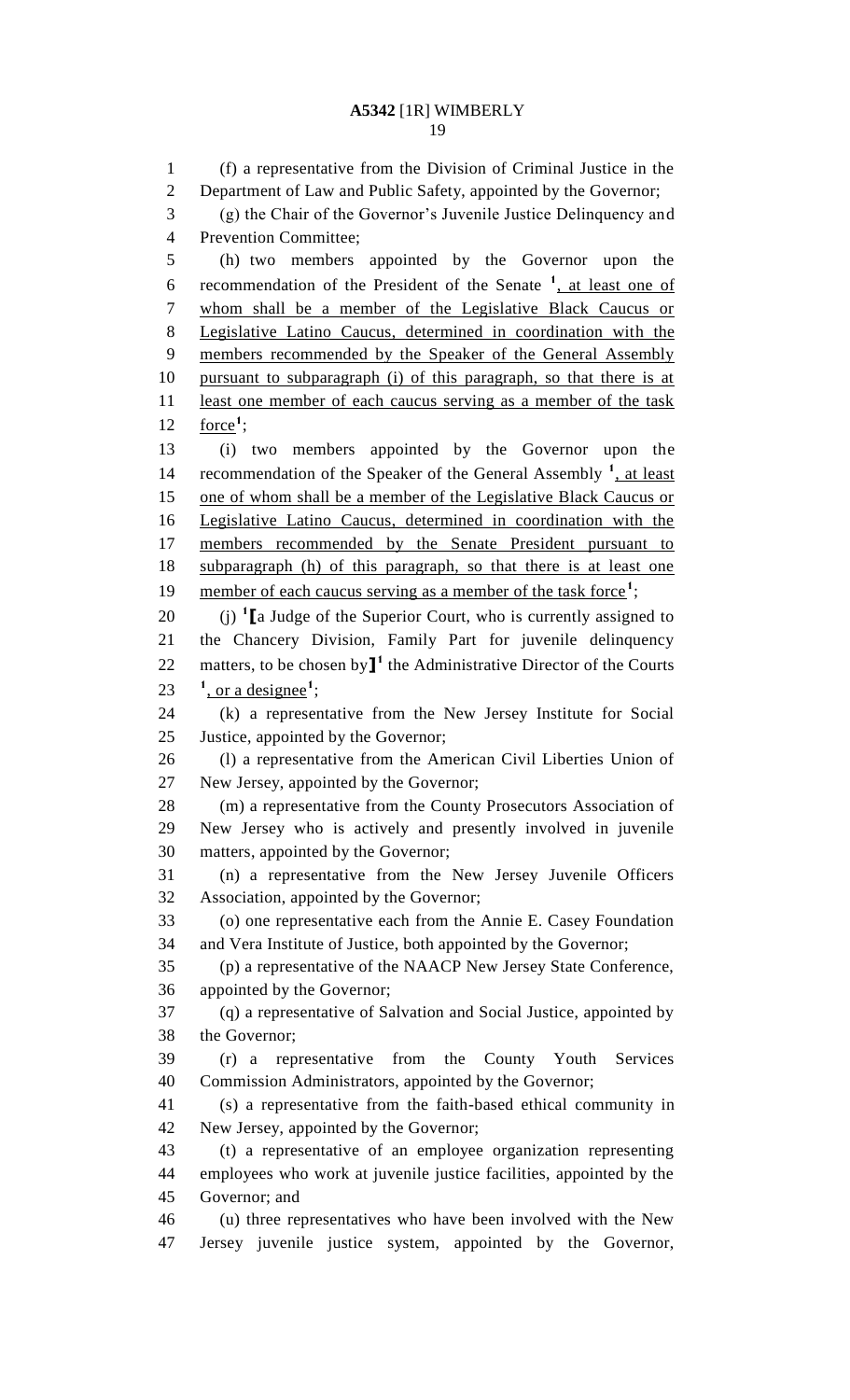(f) a representative from the Division of Criminal Justice in the Department of Law and Public Safety, appointed by the Governor;

(g) the Chair of the Governor's Juvenile Justice Delinquency and Prevention Committee;

(h) two members appointed by the Governor upon the recommendation of the President of the Senate [1], at least one of whom shall be a member of the Legislative Black Caucus or Legislative Latino Caucus, determined in coordination with the members recommended by the Speaker of the General Assembly pursuant to subparagraph (i) of this paragraph, so that there is at least one member of each caucus serving as a member of the task force[1];

(i) two members appointed by the Governor upon the recommendation of the Speaker of the General Assembly [1], at least one of whom shall be a member of the Legislative Black Caucus or Legislative Latino Caucus, determined in coordination with the members recommended by the Senate President pursuant to subparagraph (h) of this paragraph, so that there is at least one member of each caucus serving as a member of the task force[1];

(j) [1][a Judge of the Superior Court, who is currently assigned to the Chancery Division, Family Part for juvenile delinquency matters, to be chosen by][1] the Administrative Director of the Courts [1], or a designee[1];

(k) a representative from the New Jersey Institute for Social Justice, appointed by the Governor;

(l) a representative from the American Civil Liberties Union of New Jersey, appointed by the Governor;

(m) a representative from the County Prosecutors Association of New Jersey who is actively and presently involved in juvenile matters, appointed by the Governor;

(n) a representative from the New Jersey Juvenile Officers Association, appointed by the Governor;

(o) one representative each from the Annie E. Casey Foundation and Vera Institute of Justice, both appointed by the Governor;

(p) a representative of the NAACP New Jersey State Conference, appointed by the Governor;

(q) a representative of Salvation and Social Justice, appointed by the Governor;

(r) a representative from the County Youth Services Commission Administrators, appointed by the Governor;

(s) a representative from the faith-based ethical community in New Jersey, appointed by the Governor;

(t) a representative of an employee organization representing employees who work at juvenile justice facilities, appointed by the Governor; and

(u) three representatives who have been involved with the New Jersey juvenile justice system, appointed by the Governor,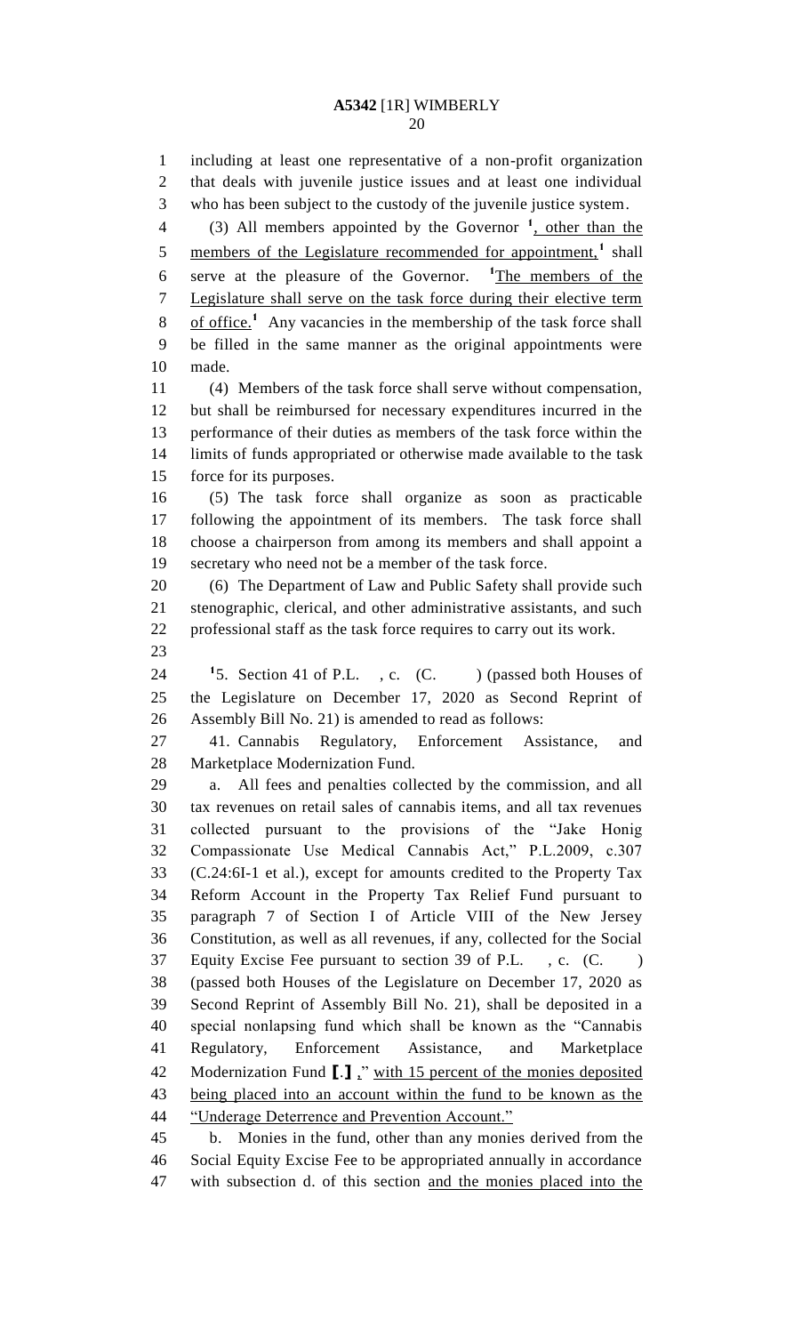including at least one representative of a non-profit organization that deals with juvenile justice issues and at least one individual who has been subject to the custody of the juvenile justice system.

(3) All members appointed by the Governor [1], other than the members of the Legislature recommended for appointment,[1] shall serve at the pleasure of the Governor. [1]The members of the Legislature shall serve on the task force during their elective term of office.[1] Any vacancies in the membership of the task force shall be filled in the same manner as the original appointments were made.

(4) Members of the task force shall serve without compensation, but shall be reimbursed for necessary expenditures incurred in the performance of their duties as members of the task force within the limits of funds appropriated or otherwise made available to the task force for its purposes.

(5) The task force shall organize as soon as practicable following the appointment of its members. The task force shall choose a chairperson from among its members and shall appoint a secretary who need not be a member of the task force.

(6) The Department of Law and Public Safety shall provide such stenographic, clerical, and other administrative assistants, and such professional staff as the task force requires to carry out its work.

[1]5. Section 41 of P.L. , c. (C. ) (passed both Houses of the Legislature on December 17, 2020 as Second Reprint of Assembly Bill No. 21) is amended to read as follows:

41. Cannabis Regulatory, Enforcement Assistance, and Marketplace Modernization Fund.

a. All fees and penalties collected by the commission, and all tax revenues on retail sales of cannabis items, and all tax revenues collected pursuant to the provisions of the "Jake Honig Compassionate Use Medical Cannabis Act," P.L.2009, c.307 (C.24:6I-1 et al.), except for amounts credited to the Property Tax Reform Account in the Property Tax Relief Fund pursuant to paragraph 7 of Section I of Article VIII of the New Jersey Constitution, as well as all revenues, if any, collected for the Social Equity Excise Fee pursuant to section 39 of P.L. , c. (C. ) (passed both Houses of the Legislature on December 17, 2020 as Second Reprint of Assembly Bill No. 21), shall be deposited in a special nonlapsing fund which shall be known as the "Cannabis Regulatory, Enforcement Assistance, and Marketplace Modernization Fund [.] ," with 15 percent of the monies deposited being placed into an account within the fund to be known as the "Underage Deterrence and Prevention Account."

b. Monies in the fund, other than any monies derived from the Social Equity Excise Fee to be appropriated annually in accordance with subsection d. of this section and the monies placed into the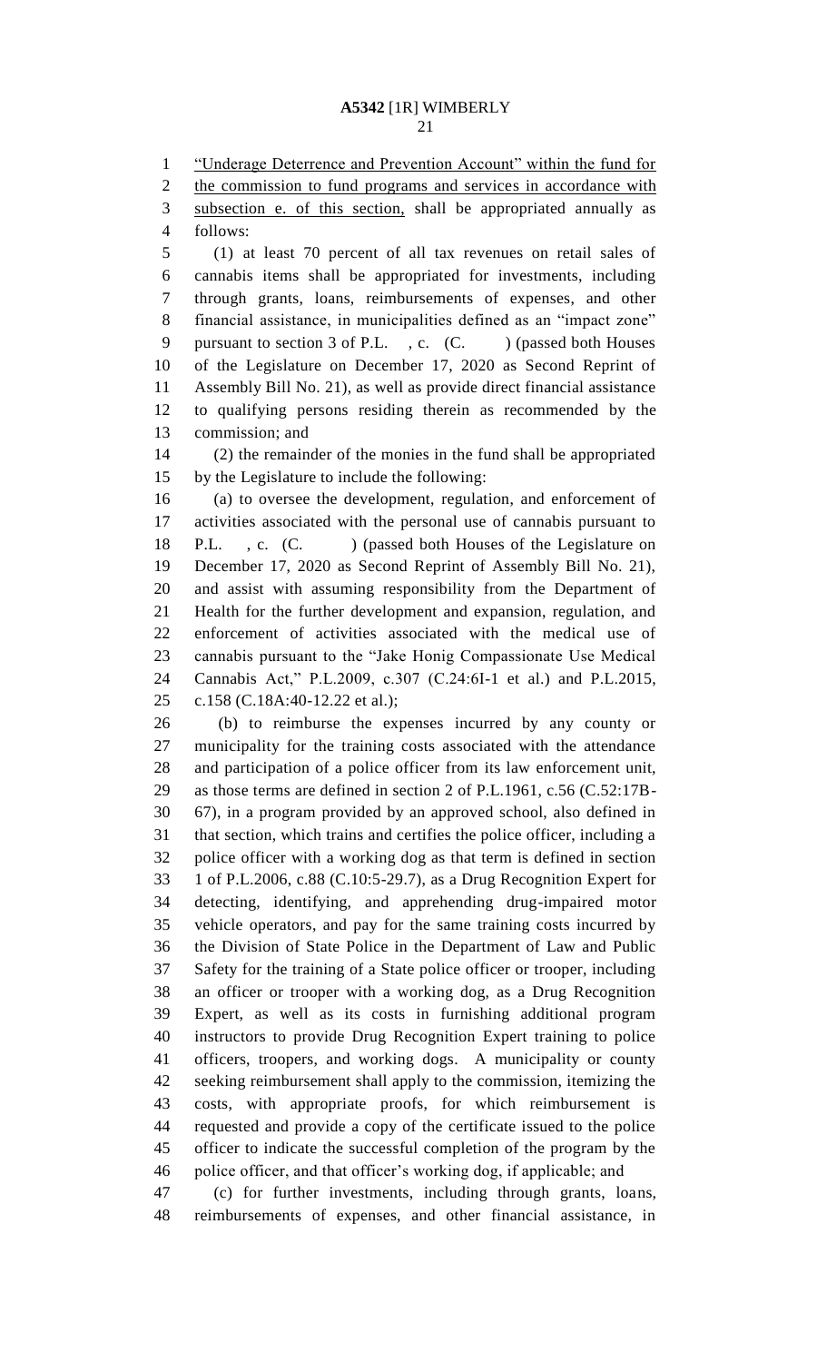"Underage Deterrence and Prevention Account" within the fund for the commission to fund programs and services in accordance with subsection e. of this section, shall be appropriated annually as follows:

(1) at least 70 percent of all tax revenues on retail sales of cannabis items shall be appropriated for investments, including through grants, loans, reimbursements of expenses, and other financial assistance, in municipalities defined as an "impact zone" pursuant to section 3 of P.L. , c. (C. ) (passed both Houses of the Legislature on December 17, 2020 as Second Reprint of Assembly Bill No. 21), as well as provide direct financial assistance to qualifying persons residing therein as recommended by the commission; and

(2) the remainder of the monies in the fund shall be appropriated by the Legislature to include the following:

(a) to oversee the development, regulation, and enforcement of activities associated with the personal use of cannabis pursuant to P.L. , c. (C. ) (passed both Houses of the Legislature on December 17, 2020 as Second Reprint of Assembly Bill No. 21), and assist with assuming responsibility from the Department of Health for the further development and expansion, regulation, and enforcement of activities associated with the medical use of cannabis pursuant to the "Jake Honig Compassionate Use Medical Cannabis Act," P.L.2009, c.307 (C.24:6I-1 et al.) and P.L.2015, c.158 (C.18A:40-12.22 et al.);

(b) to reimburse the expenses incurred by any county or municipality for the training costs associated with the attendance and participation of a police officer from its law enforcement unit, as those terms are defined in section 2 of P.L.1961, c.56 (C.52:17B-67), in a program provided by an approved school, also defined in that section, which trains and certifies the police officer, including a police officer with a working dog as that term is defined in section 1 of P.L.2006, c.88 (C.10:5-29.7), as a Drug Recognition Expert for detecting, identifying, and apprehending drug-impaired motor vehicle operators, and pay for the same training costs incurred by the Division of State Police in the Department of Law and Public Safety for the training of a State police officer or trooper, including an officer or trooper with a working dog, as a Drug Recognition Expert, as well as its costs in furnishing additional program instructors to provide Drug Recognition Expert training to police officers, troopers, and working dogs. A municipality or county seeking reimbursement shall apply to the commission, itemizing the costs, with appropriate proofs, for which reimbursement is requested and provide a copy of the certificate issued to the police officer to indicate the successful completion of the program by the police officer, and that officer's working dog, if applicable; and

(c) for further investments, including through grants, loans, reimbursements of expenses, and other financial assistance, in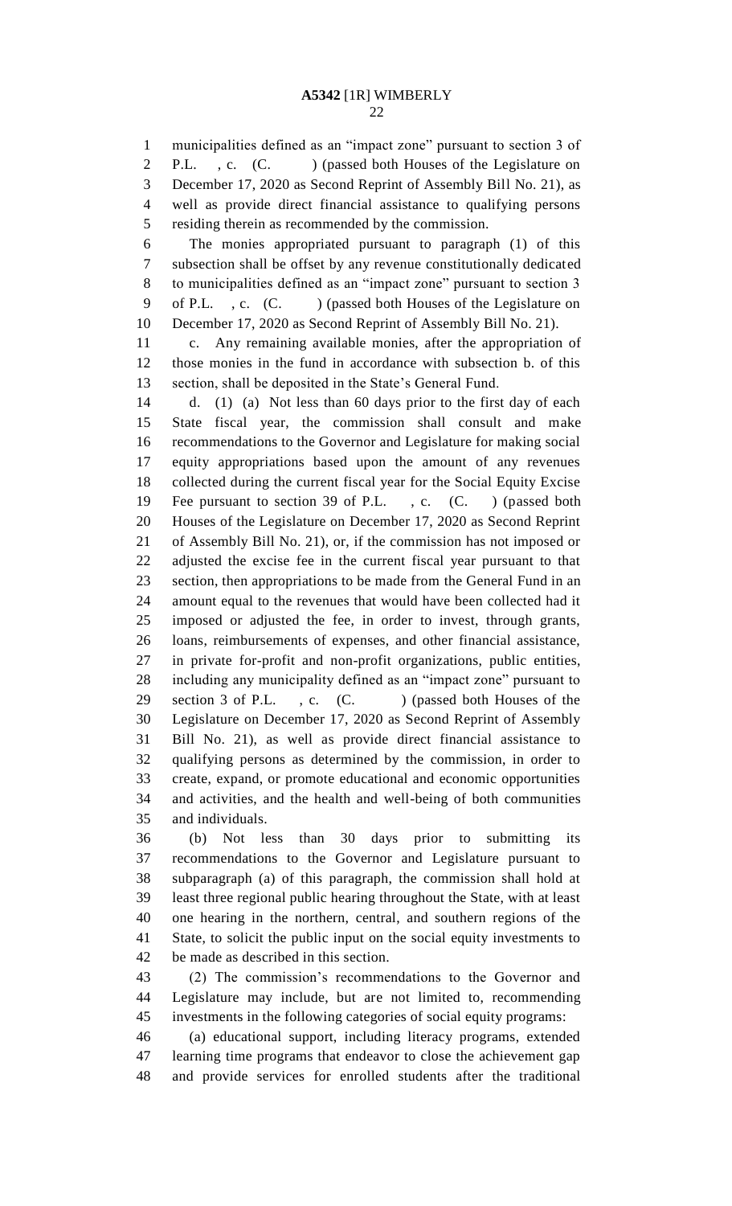municipalities defined as an "impact zone" pursuant to section 3 of P.L. , c. (C. ) (passed both Houses of the Legislature on December 17, 2020 as Second Reprint of Assembly Bill No. 21), as well as provide direct financial assistance to qualifying persons residing therein as recommended by the commission.

The monies appropriated pursuant to paragraph (1) of this subsection shall be offset by any revenue constitutionally dedicated to municipalities defined as an "impact zone" pursuant to section 3 of P.L. , c. (C. ) (passed both Houses of the Legislature on December 17, 2020 as Second Reprint of Assembly Bill No. 21).

c. Any remaining available monies, after the appropriation of those monies in the fund in accordance with subsection b. of this section, shall be deposited in the State's General Fund.

d. (1) (a) Not less than 60 days prior to the first day of each State fiscal year, the commission shall consult and make recommendations to the Governor and Legislature for making social equity appropriations based upon the amount of any revenues collected during the current fiscal year for the Social Equity Excise Fee pursuant to section 39 of P.L. , c. (C. ) (passed both Houses of the Legislature on December 17, 2020 as Second Reprint of Assembly Bill No. 21), or, if the commission has not imposed or adjusted the excise fee in the current fiscal year pursuant to that section, then appropriations to be made from the General Fund in an amount equal to the revenues that would have been collected had it imposed or adjusted the fee, in order to invest, through grants, loans, reimbursements of expenses, and other financial assistance, in private for-profit and non-profit organizations, public entities, including any municipality defined as an "impact zone" pursuant to section 3 of P.L. , c. (C. ) (passed both Houses of the Legislature on December 17, 2020 as Second Reprint of Assembly Bill No. 21), as well as provide direct financial assistance to qualifying persons as determined by the commission, in order to create, expand, or promote educational and economic opportunities and activities, and the health and well-being of both communities and individuals.

(b) Not less than 30 days prior to submitting its recommendations to the Governor and Legislature pursuant to subparagraph (a) of this paragraph, the commission shall hold at least three regional public hearing throughout the State, with at least one hearing in the northern, central, and southern regions of the State, to solicit the public input on the social equity investments to be made as described in this section.

(2) The commission's recommendations to the Governor and Legislature may include, but are not limited to, recommending investments in the following categories of social equity programs:

(a) educational support, including literacy programs, extended learning time programs that endeavor to close the achievement gap and provide services for enrolled students after the traditional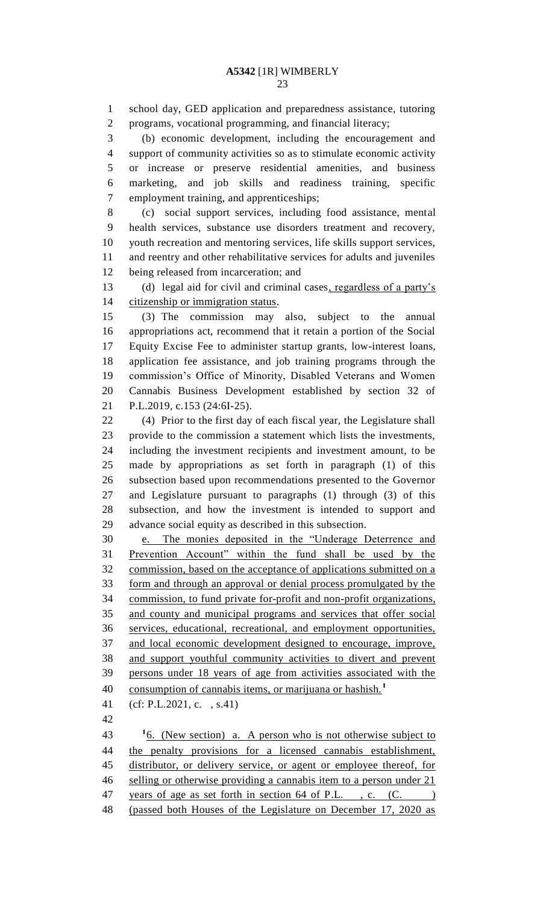school day, GED application and preparedness assistance, tutoring programs, vocational programming, and financial literacy;

(b) economic development, including the encouragement and support of community activities so as to stimulate economic activity or increase or preserve residential amenities, and business marketing, and job skills and readiness training, specific employment training, and apprenticeships;

(c) social support services, including food assistance, mental health services, substance use disorders treatment and recovery, youth recreation and mentoring services, life skills support services, and reentry and other rehabilitative services for adults and juveniles being released from incarceration; and

(d) legal aid for civil and criminal cases, regardless of a party's citizenship or immigration status.

(3) The commission may also, subject to the annual appropriations act, recommend that it retain a portion of the Social Equity Excise Fee to administer startup grants, low-interest loans, application fee assistance, and job training programs through the commission's Office of Minority, Disabled Veterans and Women Cannabis Business Development established by section 32 of P.L.2019, c.153 (24:6I-25).

(4) Prior to the first day of each fiscal year, the Legislature shall provide to the commission a statement which lists the investments, including the investment recipients and investment amount, to be made by appropriations as set forth in paragraph (1) of this subsection based upon recommendations presented to the Governor and Legislature pursuant to paragraphs (1) through (3) of this subsection, and how the investment is intended to support and advance social equity as described in this subsection.

e. The monies deposited in the "Underage Deterrence and Prevention Account" within the fund shall be used by the commission, based on the acceptance of applications submitted on a form and through an approval or denial process promulgated by the commission, to fund private for-profit and non-profit organizations, and county and municipal programs and services that offer social services, educational, recreational, and employment opportunities, and local economic development designed to encourage, improve, and support youthful community activities to divert and prevent persons under 18 years of age from activities associated with the consumption of cannabis items, or marijuana or hashish.[1]

(cf: P.L.2021, c. , s.41)

[1]6. (New section) a. A person who is not otherwise subject to the penalty provisions for a licensed cannabis establishment, distributor, or delivery service, or agent or employee thereof, for selling or otherwise providing a cannabis item to a person under 21 years of age as set forth in section 64 of P.L. , c. (C. ) (passed both Houses of the Legislature on December 17, 2020 as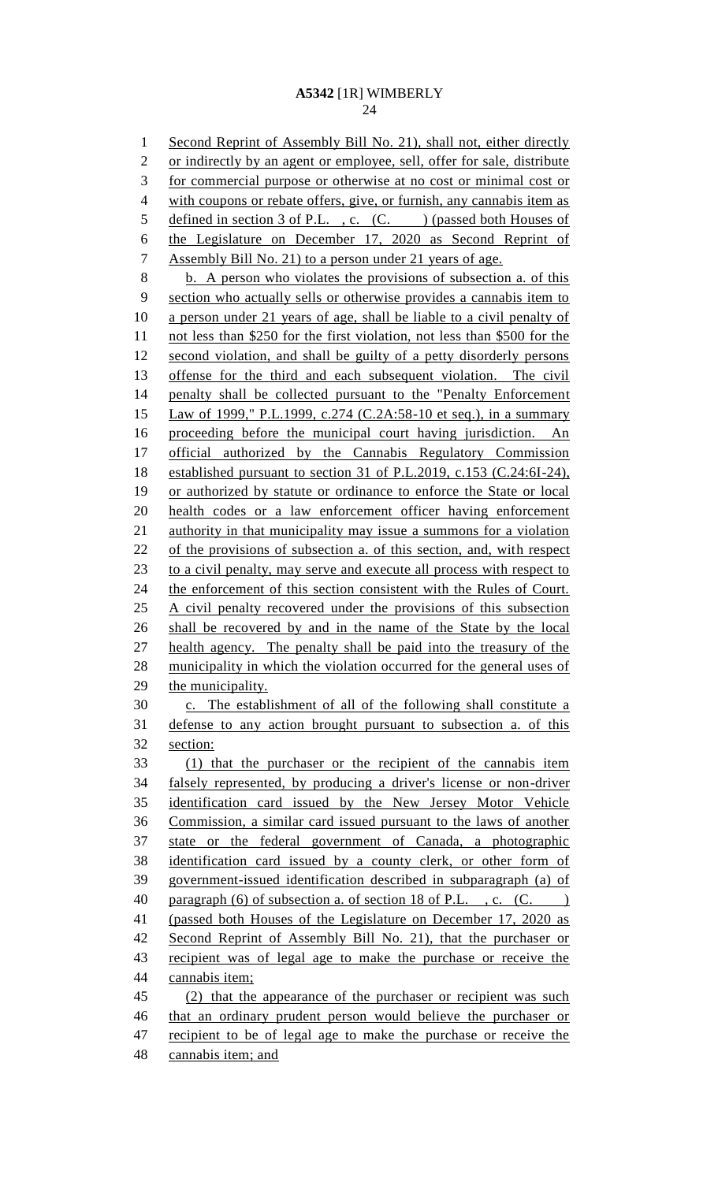Second Reprint of Assembly Bill No. 21), shall not, either directly or indirectly by an agent or employee, sell, offer for sale, distribute for commercial purpose or otherwise at no cost or minimal cost or with coupons or rebate offers, give, or furnish, any cannabis item as defined in section 3 of P.L. , c. (C. ) (passed both Houses of the Legislature on December 17, 2020 as Second Reprint of Assembly Bill No. 21) to a person under 21 years of age.

b. A person who violates the provisions of subsection a. of this section who actually sells or otherwise provides a cannabis item to a person under 21 years of age, shall be liable to a civil penalty of not less than $250 for the first violation, not less than $500 for the second violation, and shall be guilty of a petty disorderly persons offense for the third and each subsequent violation. The civil penalty shall be collected pursuant to the "Penalty Enforcement Law of 1999," P.L.1999, c.274 (C.2A:58-10 et seq.), in a summary proceeding before the municipal court having jurisdiction. An official authorized by the Cannabis Regulatory Commission established pursuant to section 31 of P.L.2019, c.153 (C.24:6I-24), or authorized by statute or ordinance to enforce the State or local health codes or a law enforcement officer having enforcement authority in that municipality may issue a summons for a violation of the provisions of subsection a. of this section, and, with respect to a civil penalty, may serve and execute all process with respect to the enforcement of this section consistent with the Rules of Court. A civil penalty recovered under the provisions of this subsection shall be recovered by and in the name of the State by the local health agency. The penalty shall be paid into the treasury of the municipality in which the violation occurred for the general uses of the municipality.

c. The establishment of all of the following shall constitute a defense to any action brought pursuant to subsection a. of this section:

(1) that the purchaser or the recipient of the cannabis item falsely represented, by producing a driver's license or non-driver identification card issued by the New Jersey Motor Vehicle Commission, a similar card issued pursuant to the laws of another state or the federal government of Canada, a photographic identification card issued by a county clerk, or other form of government-issued identification described in subparagraph (a) of paragraph (6) of subsection a. of section 18 of P.L. , c. (C. ) (passed both Houses of the Legislature on December 17, 2020 as Second Reprint of Assembly Bill No. 21), that the purchaser or recipient was of legal age to make the purchase or receive the cannabis item;

(2) that the appearance of the purchaser or recipient was such that an ordinary prudent person would believe the purchaser or recipient to be of legal age to make the purchase or receive the cannabis item; and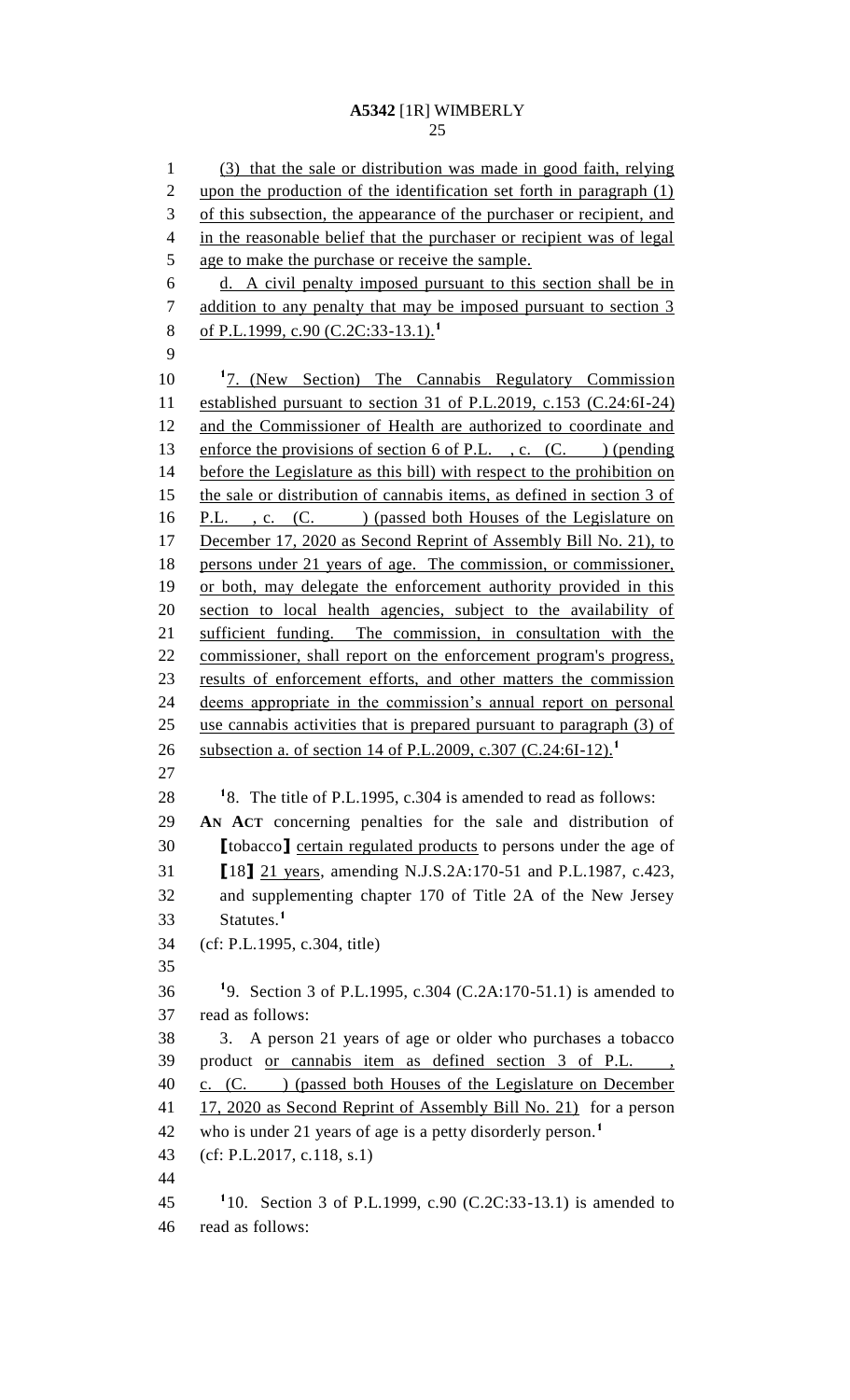(3) that the sale or distribution was made in good faith, relying upon the production of the identification set forth in paragraph (1) of this subsection, the appearance of the purchaser or recipient, and in the reasonable belief that the purchaser or recipient was of legal age to make the purchase or receive the sample.

d. A civil penalty imposed pursuant to this section shall be in addition to any penalty that may be imposed pursuant to section 3 of P.L.1999, c.90 (C.2C:33-13.1).[1]

[1]7. (New Section) The Cannabis Regulatory Commission established pursuant to section 31 of P.L.2019, c.153 (C.24:6I-24) and the Commissioner of Health are authorized to coordinate and enforce the provisions of section 6 of P.L. , c. (C. ) (pending before the Legislature as this bill) with respect to the prohibition on the sale or distribution of cannabis items, as defined in section 3 of P.L. , c. (C. ) (passed both Houses of the Legislature on December 17, 2020 as Second Reprint of Assembly Bill No. 21), to persons under 21 years of age. The commission, or commissioner, or both, may delegate the enforcement authority provided in this section to local health agencies, subject to the availability of sufficient funding. The commission, in consultation with the commissioner, shall report on the enforcement program's progress, results of enforcement efforts, and other matters the commission deems appropriate in the commission's annual report on personal use cannabis activities that is prepared pursuant to paragraph (3) of subsection a. of section 14 of P.L.2009, c.307 (C.24:6I-12).[1]

[1]8. The title of P.L.1995, c.304 is amended to read as follows:

**AN ACT** concerning penalties for the sale and distribution of [tobacco] certain regulated products to persons under the age of [18] 21 years, amending N.J.S.2A:170-51 and P.L.1987, c.423, and supplementing chapter 170 of Title 2A of the New Jersey Statutes.[1]

(cf: P.L.1995, c.304, title)

[1]9. Section 3 of P.L.1995, c.304 (C.2A:170-51.1) is amended to read as follows:

3. A person 21 years of age or older who purchases a tobacco product or cannabis item as defined section 3 of P.L. , c. (C. ) (passed both Houses of the Legislature on December 17, 2020 as Second Reprint of Assembly Bill No. 21) for a person who is under 21 years of age is a petty disorderly person.[1]

(cf: P.L.2017, c.118, s.1)

[1]10. Section 3 of P.L.1999, c.90 (C.2C:33-13.1) is amended to read as follows: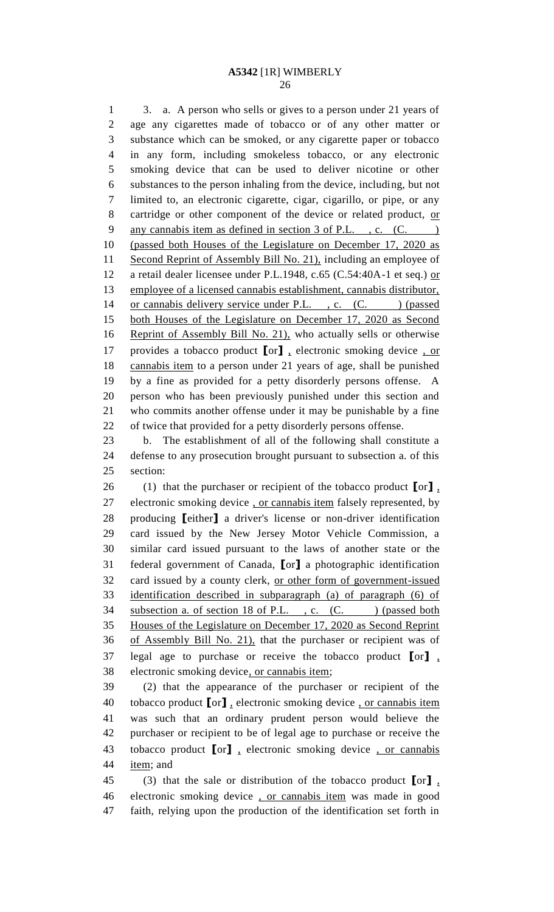3. a. A person who sells or gives to a person under 21 years of age any cigarettes made of tobacco or of any other matter or substance which can be smoked, or any cigarette paper or tobacco in any form, including smokeless tobacco, or any electronic smoking device that can be used to deliver nicotine or other substances to the person inhaling from the device, including, but not limited to, an electronic cigarette, cigar, cigarillo, or pipe, or any cartridge or other component of the device or related product, <u>or any cannabis item as defined in section 3 of P.L. , c. (C. ) (passed both Houses of the Legislature on December 17, 2020 as Second Reprint of Assembly Bill No. 21),</u> including an employee of a retail dealer licensee under P.L.1948, c.65 (C.54:40A-1 et seq.) <u>or employee of a licensed cannabis establishment, cannabis distributor, or cannabis delivery service under P.L. , c. (C. ) (passed both Houses of the Legislature on December 17, 2020 as Second Reprint of Assembly Bill No. 21),</u> who actually sells or otherwise provides a tobacco product [or] <u>,</u> electronic smoking device <u>, or cannabis item</u> to a person under 21 years of age, shall be punished by a fine as provided for a petty disorderly persons offense. A person who has been previously punished under this section and who commits another offense under it may be punishable by a fine of twice that provided for a petty disorderly persons offense.

b. The establishment of all of the following shall constitute a defense to any prosecution brought pursuant to subsection a. of this section:

(1) that the purchaser or recipient of the tobacco product [or] <u>,</u> electronic smoking device <u>, or cannabis item</u> falsely represented, by producing [either] a driver's license or non-driver identification card issued by the New Jersey Motor Vehicle Commission, a similar card issued pursuant to the laws of another state or the federal government of Canada, [or] a photographic identification card issued by a county clerk, <u>or other form of government-issued identification described in subparagraph (a) of paragraph (6) of subsection a. of section 18 of P.L. , c. (C. ) (passed both Houses of the Legislature on December 17, 2020 as Second Reprint of Assembly Bill No. 21),</u> that the purchaser or recipient was of legal age to purchase or receive the tobacco product [or] <u>,</u> electronic smoking device<u>, or cannabis item</u>;

(2) that the appearance of the purchaser or recipient of the tobacco product [or] <u>,</u> electronic smoking device <u>, or cannabis item</u> was such that an ordinary prudent person would believe the purchaser or recipient to be of legal age to purchase or receive the tobacco product [or] <u>,</u> electronic smoking device <u>, or cannabis item</u>; and

(3) that the sale or distribution of the tobacco product [or] <u>,</u> electronic smoking device <u>, or cannabis item</u> was made in good faith, relying upon the production of the identification set forth in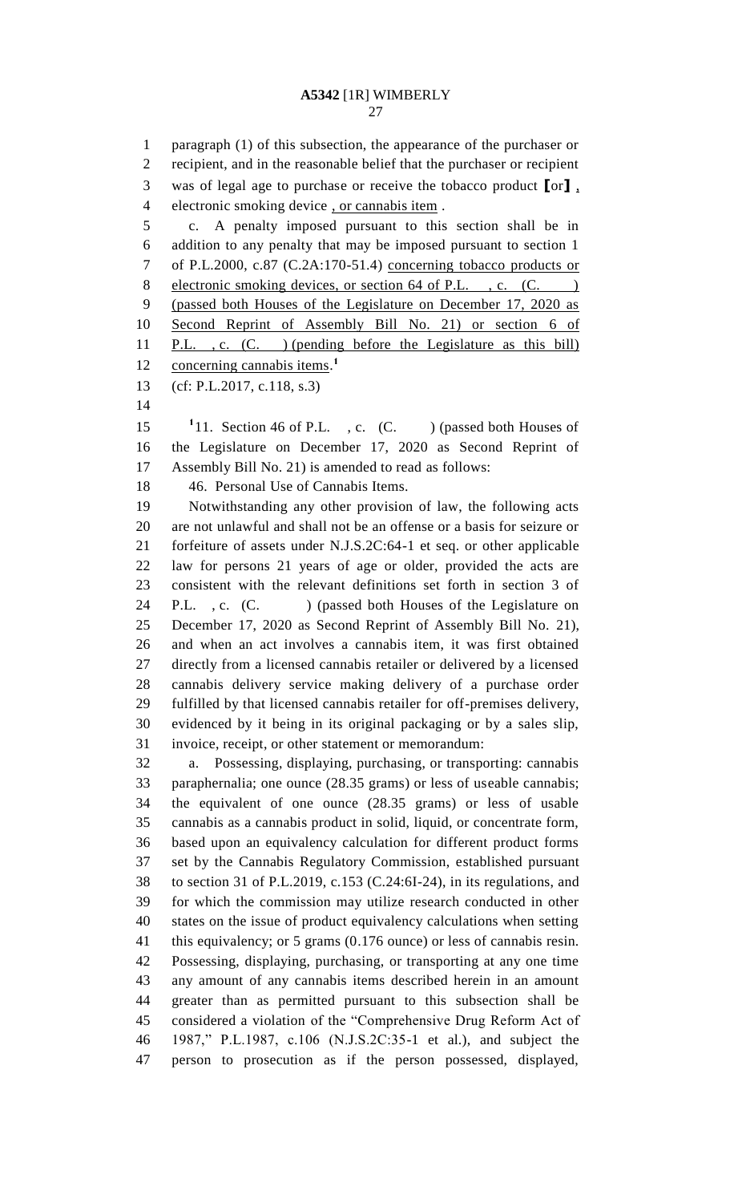paragraph (1) of this subsection, the appearance of the purchaser or recipient, and in the reasonable belief that the purchaser or recipient was of legal age to purchase or receive the tobacco product [or] , electronic smoking device , or cannabis item .

c. A penalty imposed pursuant to this section shall be in addition to any penalty that may be imposed pursuant to section 1 of P.L.2000, c.87 (C.2A:170-51.4) concerning tobacco products or electronic smoking devices, or section 64 of P.L. , c. (C. ) (passed both Houses of the Legislature on December 17, 2020 as Second Reprint of Assembly Bill No. 21) or section 6 of P.L. , c. (C. ) (pending before the Legislature as this bill) concerning cannabis items.[1]

(cf: P.L.2017, c.118, s.3)

[1]11. Section 46 of P.L. , c. (C. ) (passed both Houses of the Legislature on December 17, 2020 as Second Reprint of Assembly Bill No. 21) is amended to read as follows:

46. Personal Use of Cannabis Items.

Notwithstanding any other provision of law, the following acts are not unlawful and shall not be an offense or a basis for seizure or forfeiture of assets under N.J.S.2C:64-1 et seq. or other applicable law for persons 21 years of age or older, provided the acts are consistent with the relevant definitions set forth in section 3 of P.L. , c. (C. ) (passed both Houses of the Legislature on December 17, 2020 as Second Reprint of Assembly Bill No. 21), and when an act involves a cannabis item, it was first obtained directly from a licensed cannabis retailer or delivered by a licensed cannabis delivery service making delivery of a purchase order fulfilled by that licensed cannabis retailer for off-premises delivery, evidenced by it being in its original packaging or by a sales slip, invoice, receipt, or other statement or memorandum:

a. Possessing, displaying, purchasing, or transporting: cannabis paraphernalia; one ounce (28.35 grams) or less of useable cannabis; the equivalent of one ounce (28.35 grams) or less of usable cannabis as a cannabis product in solid, liquid, or concentrate form, based upon an equivalency calculation for different product forms set by the Cannabis Regulatory Commission, established pursuant to section 31 of P.L.2019, c.153 (C.24:6I-24), in its regulations, and for which the commission may utilize research conducted in other states on the issue of product equivalency calculations when setting this equivalency; or 5 grams (0.176 ounce) or less of cannabis resin. Possessing, displaying, purchasing, or transporting at any one time any amount of any cannabis items described herein in an amount greater than as permitted pursuant to this subsection shall be considered a violation of the "Comprehensive Drug Reform Act of 1987," P.L.1987, c.106 (N.J.S.2C:35-1 et al.), and subject the person to prosecution as if the person possessed, displayed,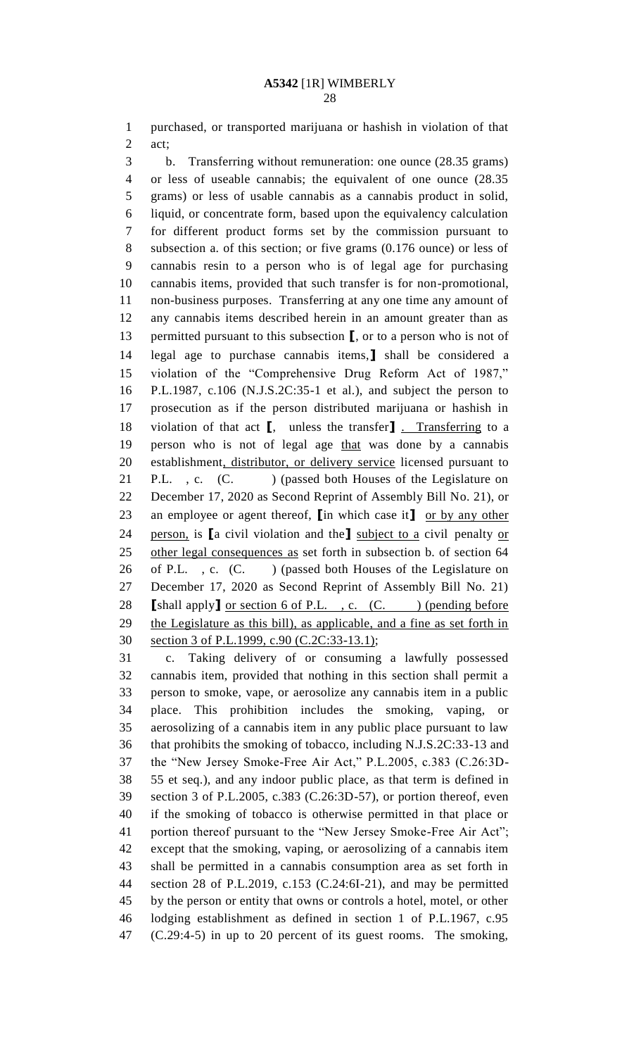purchased, or transported marijuana or hashish in violation of that act;

b. Transferring without remuneration: one ounce (28.35 grams) or less of useable cannabis; the equivalent of one ounce (28.35 grams) or less of usable cannabis as a cannabis product in solid, liquid, or concentrate form, based upon the equivalency calculation for different product forms set by the commission pursuant to subsection a. of this section; or five grams (0.176 ounce) or less of cannabis resin to a person who is of legal age for purchasing cannabis items, provided that such transfer is for non-promotional, non-business purposes. Transferring at any one time any amount of any cannabis items described herein in an amount greater than as permitted pursuant to this subsection [, or to a person who is not of legal age to purchase cannabis items,] shall be considered a violation of the "Comprehensive Drug Reform Act of 1987," P.L.1987, c.106 (N.J.S.2C:35-1 et al.), and subject the person to prosecution as if the person distributed marijuana or hashish in violation of that act [, unless the transfer] . Transferring to a person who is not of legal age that was done by a cannabis establishment, distributor, or delivery service licensed pursuant to P.L. , c. (C. ) (passed both Houses of the Legislature on December 17, 2020 as Second Reprint of Assembly Bill No. 21), or an employee or agent thereof, [in which case it] or by any other person, is [a civil violation and the] subject to a civil penalty or other legal consequences as set forth in subsection b. of section 64 of P.L. , c. (C. ) (passed both Houses of the Legislature on December 17, 2020 as Second Reprint of Assembly Bill No. 21) [shall apply] or section 6 of P.L. , c. (C. ) (pending before the Legislature as this bill), as applicable, and a fine as set forth in section 3 of P.L.1999, c.90 (C.2C:33-13.1);

c. Taking delivery of or consuming a lawfully possessed cannabis item, provided that nothing in this section shall permit a person to smoke, vape, or aerosolize any cannabis item in a public place. This prohibition includes the smoking, vaping, or aerosolizing of a cannabis item in any public place pursuant to law that prohibits the smoking of tobacco, including N.J.S.2C:33-13 and the "New Jersey Smoke-Free Air Act," P.L.2005, c.383 (C.26:3D-55 et seq.), and any indoor public place, as that term is defined in section 3 of P.L.2005, c.383 (C.26:3D-57), or portion thereof, even if the smoking of tobacco is otherwise permitted in that place or portion thereof pursuant to the "New Jersey Smoke-Free Air Act"; except that the smoking, vaping, or aerosolizing of a cannabis item shall be permitted in a cannabis consumption area as set forth in section 28 of P.L.2019, c.153 (C.24:6I-21), and may be permitted by the person or entity that owns or controls a hotel, motel, or other lodging establishment as defined in section 1 of P.L.1967, c.95 (C.29:4-5) in up to 20 percent of its guest rooms. The smoking,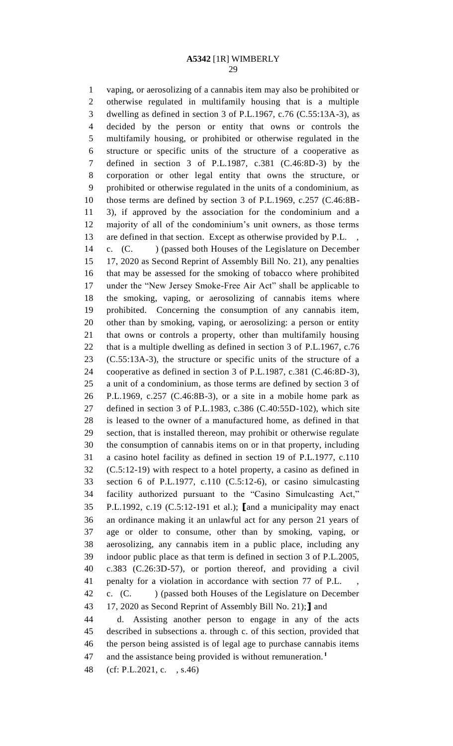vaping, or aerosolizing of a cannabis item may also be prohibited or otherwise regulated in multifamily housing that is a multiple dwelling as defined in section 3 of P.L.1967, c.76 (C.55:13A-3), as decided by the person or entity that owns or controls the multifamily housing, or prohibited or otherwise regulated in the structure or specific units of the structure of a cooperative as defined in section 3 of P.L.1987, c.381 (C.46:8D-3) by the corporation or other legal entity that owns the structure, or prohibited or otherwise regulated in the units of a condominium, as those terms are defined by section 3 of P.L.1969, c.257 (C.46:8B-3), if approved by the association for the condominium and a majority of all of the condominium's unit owners, as those terms are defined in that section. Except as otherwise provided by P.L. , c. (C. ) (passed both Houses of the Legislature on December 17, 2020 as Second Reprint of Assembly Bill No. 21), any penalties that may be assessed for the smoking of tobacco where prohibited under the "New Jersey Smoke-Free Air Act" shall be applicable to the smoking, vaping, or aerosolizing of cannabis items where prohibited. Concerning the consumption of any cannabis item, other than by smoking, vaping, or aerosolizing: a person or entity that owns or controls a property, other than multifamily housing that is a multiple dwelling as defined in section 3 of P.L.1967, c.76 (C.55:13A-3), the structure or specific units of the structure of a cooperative as defined in section 3 of P.L.1987, c.381 (C.46:8D-3), a unit of a condominium, as those terms are defined by section 3 of P.L.1969, c.257 (C.46:8B-3), or a site in a mobile home park as defined in section 3 of P.L.1983, c.386 (C.40:55D-102), which site is leased to the owner of a manufactured home, as defined in that section, that is installed thereon, may prohibit or otherwise regulate the consumption of cannabis items on or in that property, including a casino hotel facility as defined in section 19 of P.L.1977, c.110 (C.5:12-19) with respect to a hotel property, a casino as defined in section 6 of P.L.1977, c.110 (C.5:12-6), or casino simulcasting facility authorized pursuant to the "Casino Simulcasting Act," P.L.1992, c.19 (C.5:12-191 et al.); ⟦and a municipality may enact an ordinance making it an unlawful act for any person 21 years of age or older to consume, other than by smoking, vaping, or aerosolizing, any cannabis item in a public place, including any indoor public place as that term is defined in section 3 of P.L.2005, c.383 (C.26:3D-57), or portion thereof, and providing a civil penalty for a violation in accordance with section 77 of P.L. , c. (C. ) (passed both Houses of the Legislature on December 17, 2020 as Second Reprint of Assembly Bill No. 21);⟧ and

d. Assisting another person to engage in any of the acts described in subsections a. through c. of this section, provided that the person being assisted is of legal age to purchase cannabis items and the assistance being provided is without remuneration.[1]

(cf: P.L.2021, c. , s.46)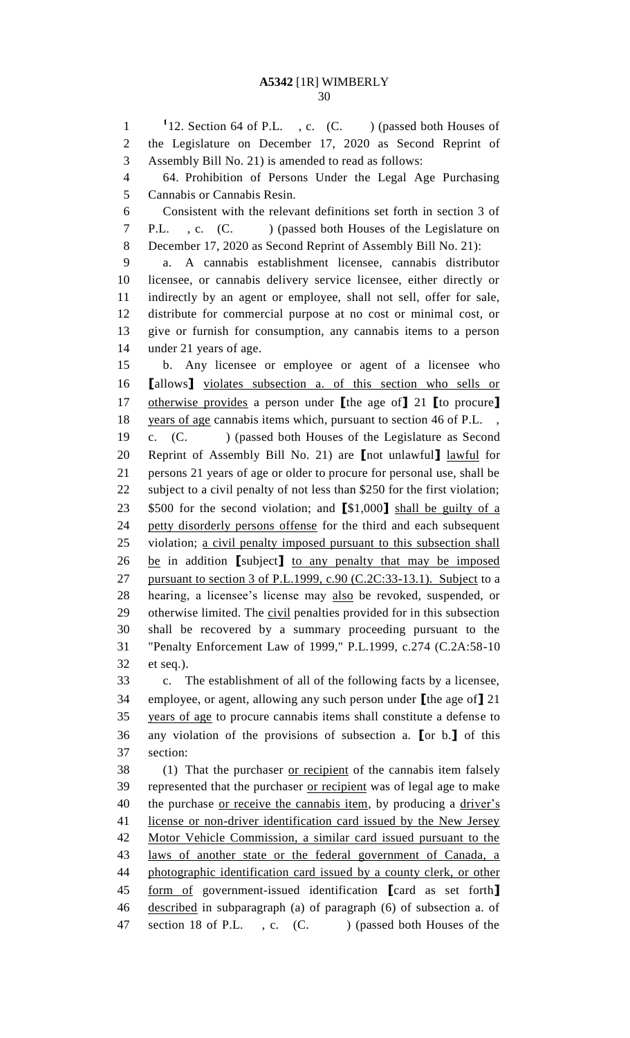[1]12. Section 64 of P.L. , c. (C. ) (passed both Houses of the Legislature on December 17, 2020 as Second Reprint of Assembly Bill No. 21) is amended to read as follows:

64. Prohibition of Persons Under the Legal Age Purchasing Cannabis or Cannabis Resin.

Consistent with the relevant definitions set forth in section 3 of P.L. , c. (C. ) (passed both Houses of the Legislature on December 17, 2020 as Second Reprint of Assembly Bill No. 21):

a. A cannabis establishment licensee, cannabis distributor licensee, or cannabis delivery service licensee, either directly or indirectly by an agent or employee, shall not sell, offer for sale, distribute for commercial purpose at no cost or minimal cost, or give or furnish for consumption, any cannabis items to a person under 21 years of age.

b. Any licensee or employee or agent of a licensee who [allows] violates subsection a. of this section who sells or otherwise provides a person under [the age of] 21 [to procure] years of age cannabis items which, pursuant to section 46 of P.L. , c. (C. ) (passed both Houses of the Legislature as Second Reprint of Assembly Bill No. 21) are [not unlawful] lawful for persons 21 years of age or older to procure for personal use, shall be subject to a civil penalty of not less than $250 for the first violation; $500 for the second violation; and [$1,000] shall be guilty of a petty disorderly persons offense for the third and each subsequent violation; a civil penalty imposed pursuant to this subsection shall be in addition [subject] to any penalty that may be imposed pursuant to section 3 of P.L.1999, c.90 (C.2C:33-13.1). Subject to a hearing, a licensee's license may also be revoked, suspended, or otherwise limited. The civil penalties provided for in this subsection shall be recovered by a summary proceeding pursuant to the "Penalty Enforcement Law of 1999," P.L.1999, c.274 (C.2A:58-10 et seq.).

c. The establishment of all of the following facts by a licensee, employee, or agent, allowing any such person under [the age of] 21 years of age to procure cannabis items shall constitute a defense to any violation of the provisions of subsection a. [or b.] of this section:

(1) That the purchaser or recipient of the cannabis item falsely represented that the purchaser or recipient was of legal age to make the purchase or receive the cannabis item, by producing a driver's license or non-driver identification card issued by the New Jersey Motor Vehicle Commission, a similar card issued pursuant to the laws of another state or the federal government of Canada, a photographic identification card issued by a county clerk, or other form of government-issued identification [card as set forth] described in subparagraph (a) of paragraph (6) of subsection a. of section 18 of P.L. , c. (C. ) (passed both Houses of the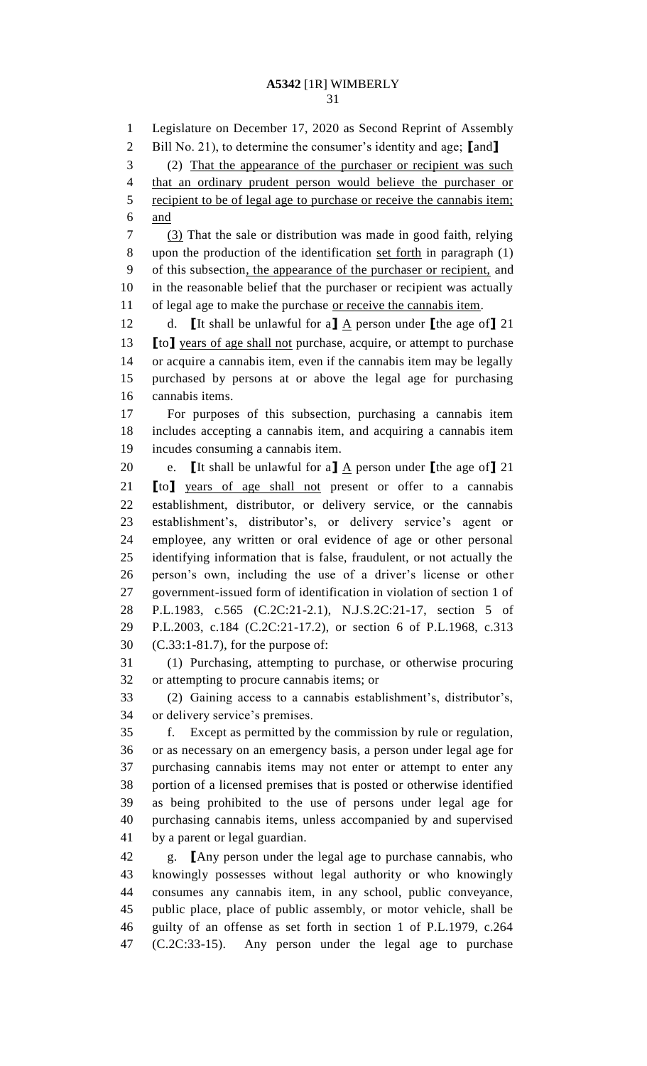Legislature on December 17, 2020 as Second Reprint of Assembly Bill No. 21), to determine the consumer's identity and age; [and]

(2) That the appearance of the purchaser or recipient was such that an ordinary prudent person would believe the purchaser or recipient to be of legal age to purchase or receive the cannabis item; and

(3) That the sale or distribution was made in good faith, relying upon the production of the identification set forth in paragraph (1) of this subsection, the appearance of the purchaser or recipient, and in the reasonable belief that the purchaser or recipient was actually of legal age to make the purchase or receive the cannabis item.

d. [It shall be unlawful for a] A person under [the age of] 21 [to] years of age shall not purchase, acquire, or attempt to purchase or acquire a cannabis item, even if the cannabis item may be legally purchased by persons at or above the legal age for purchasing cannabis items.

For purposes of this subsection, purchasing a cannabis item includes accepting a cannabis item, and acquiring a cannabis item incudes consuming a cannabis item.

e. [It shall be unlawful for a] A person under [the age of] 21 [to] years of age shall not present or offer to a cannabis establishment, distributor, or delivery service, or the cannabis establishment's, distributor's, or delivery service's agent or employee, any written or oral evidence of age or other personal identifying information that is false, fraudulent, or not actually the person's own, including the use of a driver's license or other government-issued form of identification in violation of section 1 of P.L.1983, c.565 (C.2C:21-2.1), N.J.S.2C:21-17, section 5 of P.L.2003, c.184 (C.2C:21-17.2), or section 6 of P.L.1968, c.313 (C.33:1-81.7), for the purpose of:

(1) Purchasing, attempting to purchase, or otherwise procuring or attempting to procure cannabis items; or

(2) Gaining access to a cannabis establishment's, distributor's, or delivery service's premises.

f. Except as permitted by the commission by rule or regulation, or as necessary on an emergency basis, a person under legal age for purchasing cannabis items may not enter or attempt to enter any portion of a licensed premises that is posted or otherwise identified as being prohibited to the use of persons under legal age for purchasing cannabis items, unless accompanied by and supervised by a parent or legal guardian.

g. [Any person under the legal age to purchase cannabis, who knowingly possesses without legal authority or who knowingly consumes any cannabis item, in any school, public conveyance, public place, place of public assembly, or motor vehicle, shall be guilty of an offense as set forth in section 1 of P.L.1979, c.264 (C.2C:33-15). Any person under the legal age to purchase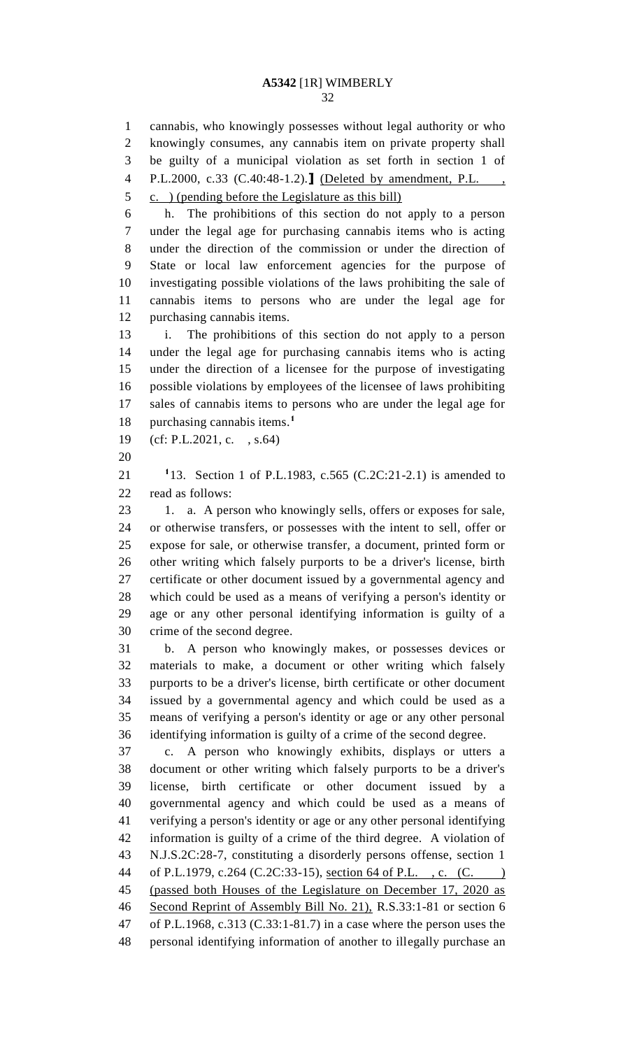cannabis, who knowingly possesses without legal authority or who knowingly consumes, any cannabis item on private property shall be guilty of a municipal violation as set forth in section 1 of P.L.2000, c.33 (C.40:48-1.2).] (Deleted by amendment, P.L. , c. ) (pending before the Legislature as this bill)

h. The prohibitions of this section do not apply to a person under the legal age for purchasing cannabis items who is acting under the direction of the commission or under the direction of State or local law enforcement agencies for the purpose of investigating possible violations of the laws prohibiting the sale of cannabis items to persons who are under the legal age for purchasing cannabis items.

i. The prohibitions of this section do not apply to a person under the legal age for purchasing cannabis items who is acting under the direction of a licensee for the purpose of investigating possible violations by employees of the licensee of laws prohibiting sales of cannabis items to persons who are under the legal age for purchasing cannabis items.[1]

(cf: P.L.2021, c. , s.64)

[1]13. Section 1 of P.L.1983, c.565 (C.2C:21-2.1) is amended to read as follows:

1. a. A person who knowingly sells, offers or exposes for sale, or otherwise transfers, or possesses with the intent to sell, offer or expose for sale, or otherwise transfer, a document, printed form or other writing which falsely purports to be a driver's license, birth certificate or other document issued by a governmental agency and which could be used as a means of verifying a person's identity or age or any other personal identifying information is guilty of a crime of the second degree.

b. A person who knowingly makes, or possesses devices or materials to make, a document or other writing which falsely purports to be a driver's license, birth certificate or other document issued by a governmental agency and which could be used as a means of verifying a person's identity or age or any other personal identifying information is guilty of a crime of the second degree.

c. A person who knowingly exhibits, displays or utters a document or other writing which falsely purports to be a driver's license, birth certificate or other document issued by a governmental agency and which could be used as a means of verifying a person's identity or age or any other personal identifying information is guilty of a crime of the third degree. A violation of N.J.S.2C:28-7, constituting a disorderly persons offense, section 1 of P.L.1979, c.264 (C.2C:33-15), section 64 of P.L. , c. (C. ) (passed both Houses of the Legislature on December 17, 2020 as Second Reprint of Assembly Bill No. 21), R.S.33:1-81 or section 6 of P.L.1968, c.313 (C.33:1-81.7) in a case where the person uses the personal identifying information of another to illegally purchase an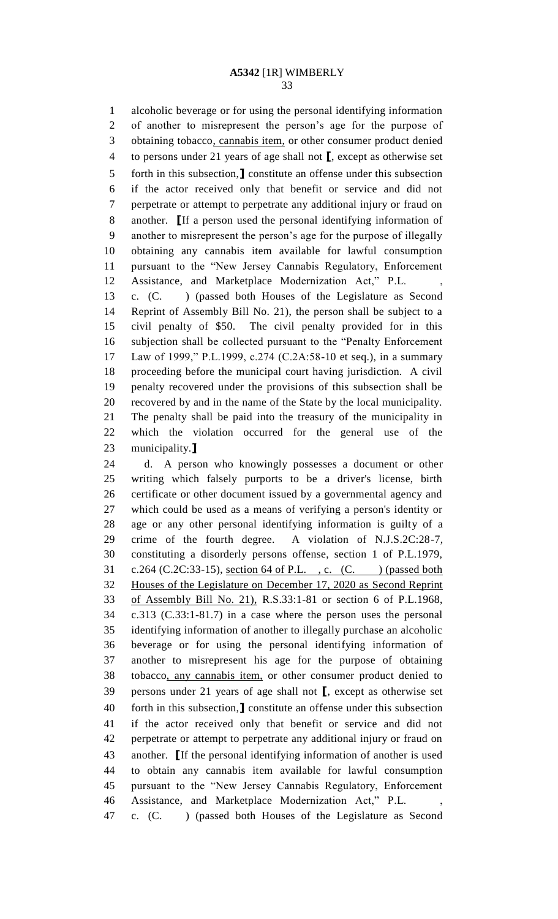alcoholic beverage or for using the personal identifying information of another to misrepresent the person's age for the purpose of obtaining tobacco, cannabis item, or other consumer product denied to persons under 21 years of age shall not [, except as otherwise set forth in this subsection,] constitute an offense under this subsection if the actor received only that benefit or service and did not perpetrate or attempt to perpetrate any additional injury or fraud on another. [If a person used the personal identifying information of another to misrepresent the person's age for the purpose of illegally obtaining any cannabis item available for lawful consumption pursuant to the "New Jersey Cannabis Regulatory, Enforcement Assistance, and Marketplace Modernization Act," P.L. , c. (C. ) (passed both Houses of the Legislature as Second Reprint of Assembly Bill No. 21), the person shall be subject to a civil penalty of $50. The civil penalty provided for in this subjection shall be collected pursuant to the "Penalty Enforcement Law of 1999," P.L.1999, c.274 (C.2A:58-10 et seq.), in a summary proceeding before the municipal court having jurisdiction. A civil penalty recovered under the provisions of this subsection shall be recovered by and in the name of the State by the local municipality. The penalty shall be paid into the treasury of the municipality in which the violation occurred for the general use of the municipality.]

d. A person who knowingly possesses a document or other writing which falsely purports to be a driver's license, birth certificate or other document issued by a governmental agency and which could be used as a means of verifying a person's identity or age or any other personal identifying information is guilty of a crime of the fourth degree. A violation of N.J.S.2C:28-7, constituting a disorderly persons offense, section 1 of P.L.1979, c.264 (C.2C:33-15), section 64 of P.L. , c. (C. ) (passed both Houses of the Legislature on December 17, 2020 as Second Reprint of Assembly Bill No. 21), R.S.33:1-81 or section 6 of P.L.1968, c.313 (C.33:1-81.7) in a case where the person uses the personal identifying information of another to illegally purchase an alcoholic beverage or for using the personal identifying information of another to misrepresent his age for the purpose of obtaining tobacco, any cannabis item, or other consumer product denied to persons under 21 years of age shall not [, except as otherwise set forth in this subsection,] constitute an offense under this subsection if the actor received only that benefit or service and did not perpetrate or attempt to perpetrate any additional injury or fraud on another. [If the personal identifying information of another is used to obtain any cannabis item available for lawful consumption pursuant to the "New Jersey Cannabis Regulatory, Enforcement Assistance, and Marketplace Modernization Act," P.L. , c. (C. ) (passed both Houses of the Legislature as Second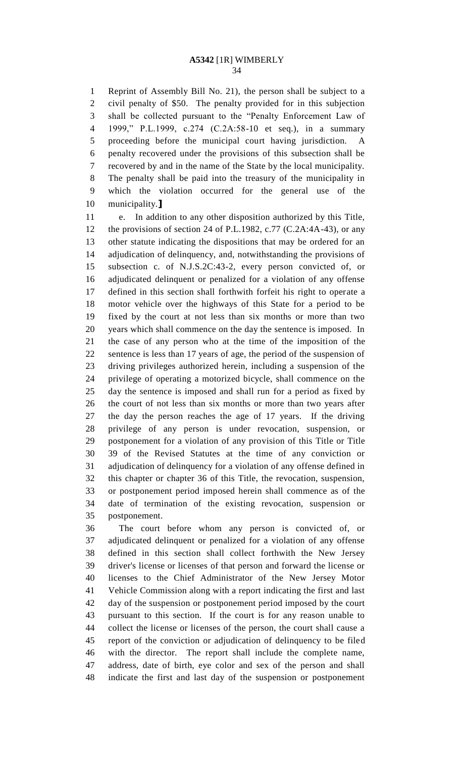Reprint of Assembly Bill No. 21), the person shall be subject to a civil penalty of $50. The penalty provided for in this subjection shall be collected pursuant to the "Penalty Enforcement Law of 1999," P.L.1999, c.274 (C.2A:58-10 et seq.), in a summary proceeding before the municipal court having jurisdiction. A penalty recovered under the provisions of this subsection shall be recovered by and in the name of the State by the local municipality. The penalty shall be paid into the treasury of the municipality in which the violation occurred for the general use of the municipality.⟧

e. In addition to any other disposition authorized by this Title, the provisions of section 24 of P.L.1982, c.77 (C.2A:4A-43), or any other statute indicating the dispositions that may be ordered for an adjudication of delinquency, and, notwithstanding the provisions of subsection c. of N.J.S.2C:43-2, every person convicted of, or adjudicated delinquent or penalized for a violation of any offense defined in this section shall forthwith forfeit his right to operate a motor vehicle over the highways of this State for a period to be fixed by the court at not less than six months or more than two years which shall commence on the day the sentence is imposed. In the case of any person who at the time of the imposition of the sentence is less than 17 years of age, the period of the suspension of driving privileges authorized herein, including a suspension of the privilege of operating a motorized bicycle, shall commence on the day the sentence is imposed and shall run for a period as fixed by the court of not less than six months or more than two years after the day the person reaches the age of 17 years. If the driving privilege of any person is under revocation, suspension, or postponement for a violation of any provision of this Title or Title 39 of the Revised Statutes at the time of any conviction or adjudication of delinquency for a violation of any offense defined in this chapter or chapter 36 of this Title, the revocation, suspension, or postponement period imposed herein shall commence as of the date of termination of the existing revocation, suspension or postponement.

The court before whom any person is convicted of, or adjudicated delinquent or penalized for a violation of any offense defined in this section shall collect forthwith the New Jersey driver's license or licenses of that person and forward the license or licenses to the Chief Administrator of the New Jersey Motor Vehicle Commission along with a report indicating the first and last day of the suspension or postponement period imposed by the court pursuant to this section. If the court is for any reason unable to collect the license or licenses of the person, the court shall cause a report of the conviction or adjudication of delinquency to be filed with the director. The report shall include the complete name, address, date of birth, eye color and sex of the person and shall indicate the first and last day of the suspension or postponement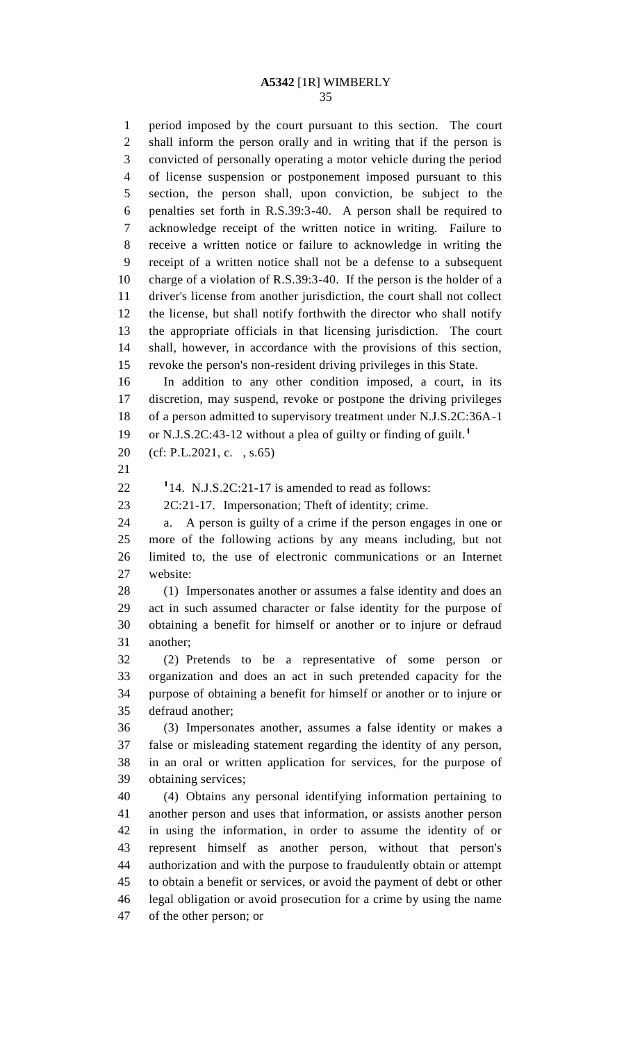period imposed by the court pursuant to this section. The court shall inform the person orally and in writing that if the person is convicted of personally operating a motor vehicle during the period of license suspension or postponement imposed pursuant to this section, the person shall, upon conviction, be subject to the penalties set forth in R.S.39:3-40. A person shall be required to acknowledge receipt of the written notice in writing. Failure to receive a written notice or failure to acknowledge in writing the receipt of a written notice shall not be a defense to a subsequent charge of a violation of R.S.39:3-40. If the person is the holder of a driver's license from another jurisdiction, the court shall not collect the license, but shall notify forthwith the director who shall notify the appropriate officials in that licensing jurisdiction. The court shall, however, in accordance with the provisions of this section, revoke the person's non-resident driving privileges in this State.

In addition to any other condition imposed, a court, in its discretion, may suspend, revoke or postpone the driving privileges of a person admitted to supervisory treatment under N.J.S.2C:36A-1 or N.J.S.2C:43-12 without a plea of guilty or finding of guilt.[1]

(cf: P.L.2021, c. , s.65)

[1]14. N.J.S.2C:21-17 is amended to read as follows:

2C:21-17. Impersonation; Theft of identity; crime.

a. A person is guilty of a crime if the person engages in one or more of the following actions by any means including, but not limited to, the use of electronic communications or an Internet website:

(1) Impersonates another or assumes a false identity and does an act in such assumed character or false identity for the purpose of obtaining a benefit for himself or another or to injure or defraud another;

(2) Pretends to be a representative of some person or organization and does an act in such pretended capacity for the purpose of obtaining a benefit for himself or another or to injure or defraud another;

(3) Impersonates another, assumes a false identity or makes a false or misleading statement regarding the identity of any person, in an oral or written application for services, for the purpose of obtaining services;

(4) Obtains any personal identifying information pertaining to another person and uses that information, or assists another person in using the information, in order to assume the identity of or represent himself as another person, without that person's authorization and with the purpose to fraudulently obtain or attempt to obtain a benefit or services, or avoid the payment of debt or other legal obligation or avoid prosecution for a crime by using the name of the other person; or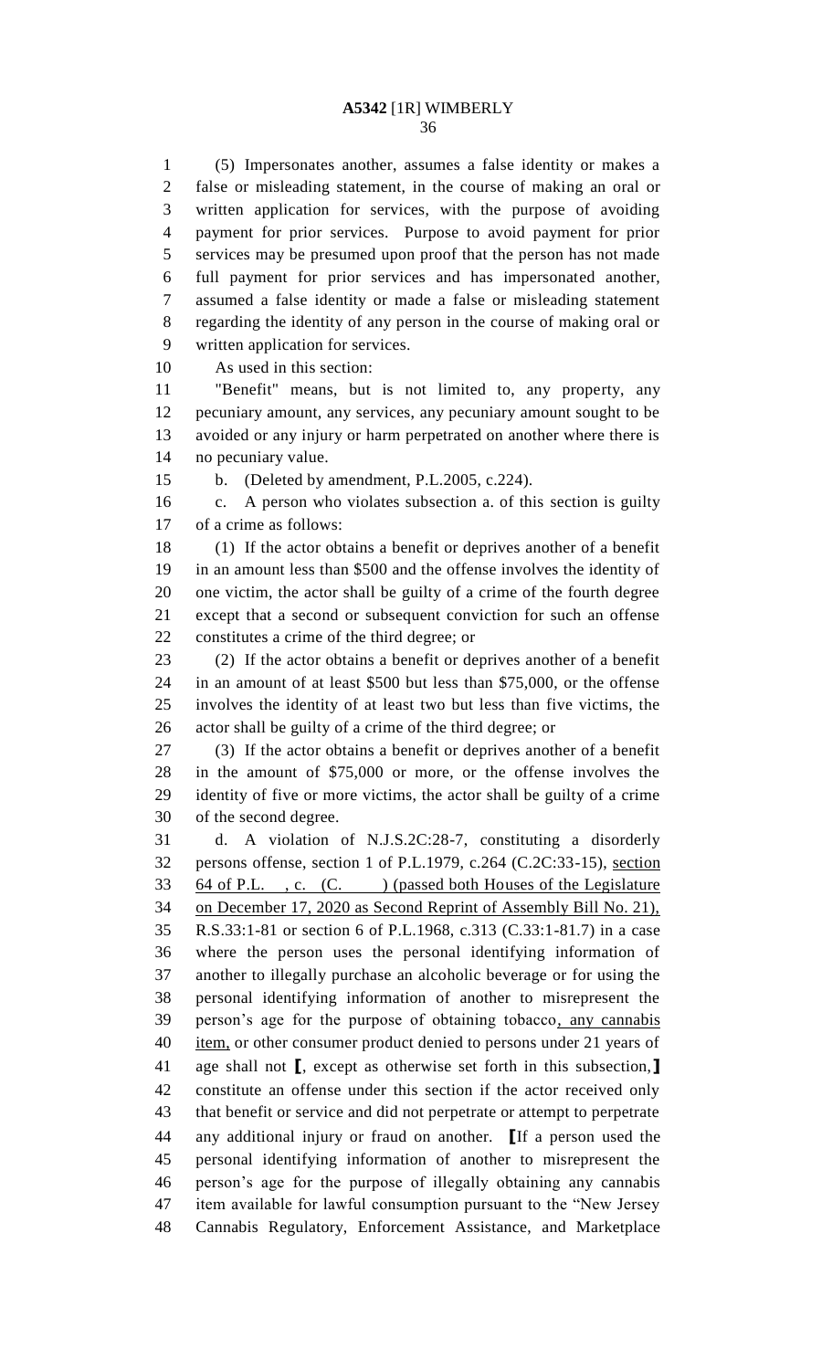(5) Impersonates another, assumes a false identity or makes a false or misleading statement, in the course of making an oral or written application for services, with the purpose of avoiding payment for prior services. Purpose to avoid payment for prior services may be presumed upon proof that the person has not made full payment for prior services and has impersonated another, assumed a false identity or made a false or misleading statement regarding the identity of any person in the course of making oral or written application for services.

As used in this section:

"Benefit" means, but is not limited to, any property, any pecuniary amount, any services, any pecuniary amount sought to be avoided or any injury or harm perpetrated on another where there is no pecuniary value.

b. (Deleted by amendment, P.L.2005, c.224).

c. A person who violates subsection a. of this section is guilty of a crime as follows:

(1) If the actor obtains a benefit or deprives another of a benefit in an amount less than $500 and the offense involves the identity of one victim, the actor shall be guilty of a crime of the fourth degree except that a second or subsequent conviction for such an offense constitutes a crime of the third degree; or

(2) If the actor obtains a benefit or deprives another of a benefit in an amount of at least $500 but less than $75,000, or the offense involves the identity of at least two but less than five victims, the actor shall be guilty of a crime of the third degree; or

(3) If the actor obtains a benefit or deprives another of a benefit in the amount of $75,000 or more, or the offense involves the identity of five or more victims, the actor shall be guilty of a crime of the second degree.

d. A violation of N.J.S.2C:28-7, constituting a disorderly persons offense, section 1 of P.L.1979, c.264 (C.2C:33-15), <u>section 64 of P.L. , c. (C. ) (passed both Houses of the Legislature on December 17, 2020 as Second Reprint of Assembly Bill No. 21),</u> R.S.33:1-81 or section 6 of P.L.1968, c.313 (C.33:1-81.7) in a case where the person uses the personal identifying information of another to illegally purchase an alcoholic beverage or for using the personal identifying information of another to misrepresent the person's age for the purpose of obtaining tobacco<u>, any cannabis item,</u> or other consumer product denied to persons under 21 years of age shall not ⟦, except as otherwise set forth in this subsection,⟧ constitute an offense under this section if the actor received only that benefit or service and did not perpetrate or attempt to perpetrate any additional injury or fraud on another. ⟦If a person used the personal identifying information of another to misrepresent the person's age for the purpose of illegally obtaining any cannabis item available for lawful consumption pursuant to the "New Jersey Cannabis Regulatory, Enforcement Assistance, and Marketplace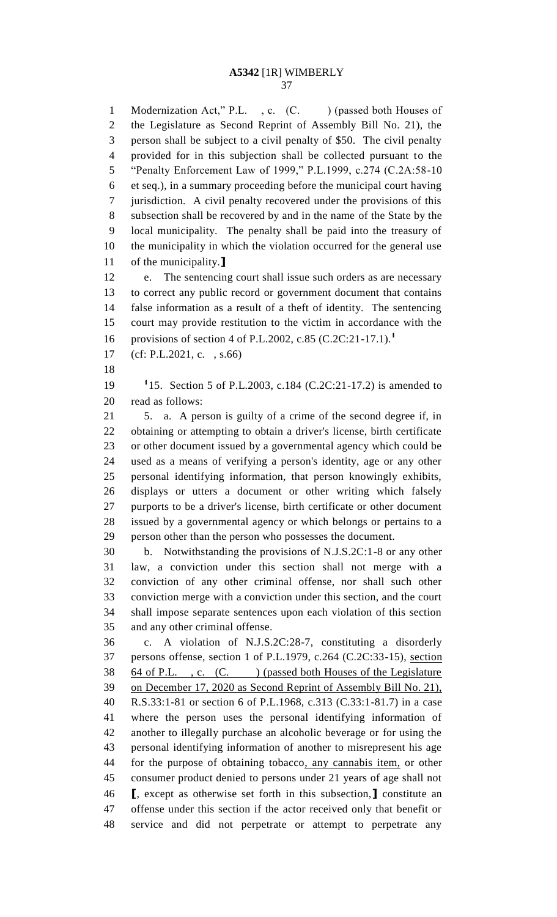Modernization Act," P.L. , c. (C. ) (passed both Houses of the Legislature as Second Reprint of Assembly Bill No. 21), the person shall be subject to a civil penalty of $50. The civil penalty provided for in this subjection shall be collected pursuant to the "Penalty Enforcement Law of 1999," P.L.1999, c.274 (C.2A:58-10 et seq.), in a summary proceeding before the municipal court having jurisdiction. A civil penalty recovered under the provisions of this subsection shall be recovered by and in the name of the State by the local municipality. The penalty shall be paid into the treasury of the municipality in which the violation occurred for the general use of the municipality.】

e. The sentencing court shall issue such orders as are necessary to correct any public record or government document that contains false information as a result of a theft of identity. The sentencing court may provide restitution to the victim in accordance with the provisions of section 4 of P.L.2002, c.85 (C.2C:21-17.1).[1]

(cf: P.L.2021, c. , s.66)

[1]15. Section 5 of P.L.2003, c.184 (C.2C:21-17.2) is amended to read as follows:

5. a. A person is guilty of a crime of the second degree if, in obtaining or attempting to obtain a driver's license, birth certificate or other document issued by a governmental agency which could be used as a means of verifying a person's identity, age or any other personal identifying information, that person knowingly exhibits, displays or utters a document or other writing which falsely purports to be a driver's license, birth certificate or other document issued by a governmental agency or which belongs or pertains to a person other than the person who possesses the document.

b. Notwithstanding the provisions of N.J.S.2C:1-8 or any other law, a conviction under this section shall not merge with a conviction of any other criminal offense, nor shall such other conviction merge with a conviction under this section, and the court shall impose separate sentences upon each violation of this section and any other criminal offense.

c. A violation of N.J.S.2C:28-7, constituting a disorderly persons offense, section 1 of P.L.1979, c.264 (C.2C:33-15), <u>section 64 of P.L. , c. (C. ) (passed both Houses of the Legislature on December 17, 2020 as Second Reprint of Assembly Bill No. 21),</u> R.S.33:1-81 or section 6 of P.L.1968, c.313 (C.33:1-81.7) in a case where the person uses the personal identifying information of another to illegally purchase an alcoholic beverage or for using the personal identifying information of another to misrepresent his age for the purpose of obtaining tobacco<u>, any cannabis item,</u> or other consumer product denied to persons under 21 years of age shall not 【, except as otherwise set forth in this subsection,】 constitute an offense under this section if the actor received only that benefit or service and did not perpetrate or attempt to perpetrate any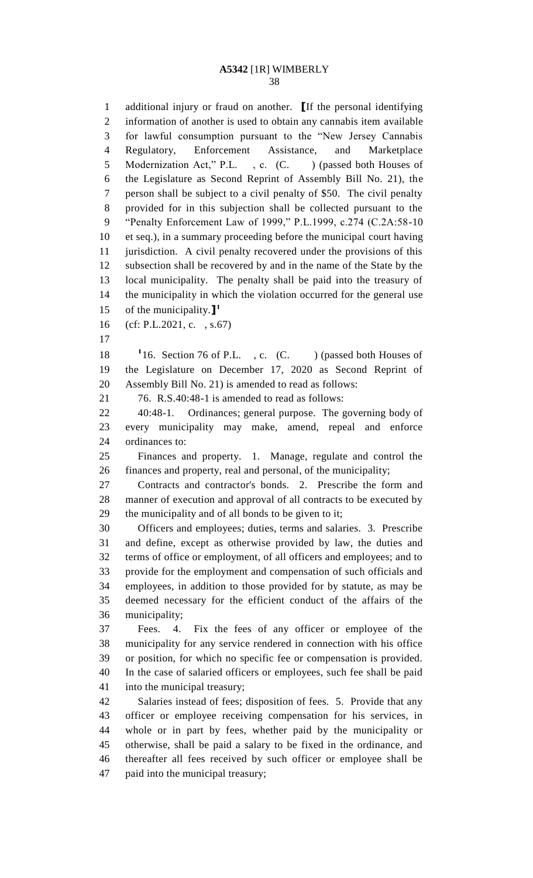additional injury or fraud on another. ⟦If the personal identifying information of another is used to obtain any cannabis item available for lawful consumption pursuant to the "New Jersey Cannabis Regulatory, Enforcement Assistance, and Marketplace Modernization Act," P.L. , c. (C. ) (passed both Houses of the Legislature as Second Reprint of Assembly Bill No. 21), the person shall be subject to a civil penalty of $50. The civil penalty provided for in this subjection shall be collected pursuant to the "Penalty Enforcement Law of 1999," P.L.1999, c.274 (C.2A:58-10 et seq.), in a summary proceeding before the municipal court having jurisdiction. A civil penalty recovered under the provisions of this subsection shall be recovered by and in the name of the State by the local municipality. The penalty shall be paid into the treasury of the municipality in which the violation occurred for the general use of the municipality.⟧[1]

(cf: P.L.2021, c. , s.67)

[1]16. Section 76 of P.L. , c. (C. ) (passed both Houses of the Legislature on December 17, 2020 as Second Reprint of Assembly Bill No. 21) is amended to read as follows:

76. R.S.40:48-1 is amended to read as follows:

40:48-1. Ordinances; general purpose. The governing body of every municipality may make, amend, repeal and enforce ordinances to:

Finances and property. 1. Manage, regulate and control the finances and property, real and personal, of the municipality;

Contracts and contractor's bonds. 2. Prescribe the form and manner of execution and approval of all contracts to be executed by the municipality and of all bonds to be given to it;

Officers and employees; duties, terms and salaries. 3. Prescribe and define, except as otherwise provided by law, the duties and terms of office or employment, of all officers and employees; and to provide for the employment and compensation of such officials and employees, in addition to those provided for by statute, as may be deemed necessary for the efficient conduct of the affairs of the municipality;

Fees. 4. Fix the fees of any officer or employee of the municipality for any service rendered in connection with his office or position, for which no specific fee or compensation is provided. In the case of salaried officers or employees, such fee shall be paid into the municipal treasury;

Salaries instead of fees; disposition of fees. 5. Provide that any officer or employee receiving compensation for his services, in whole or in part by fees, whether paid by the municipality or otherwise, shall be paid a salary to be fixed in the ordinance, and thereafter all fees received by such officer or employee shall be paid into the municipal treasury;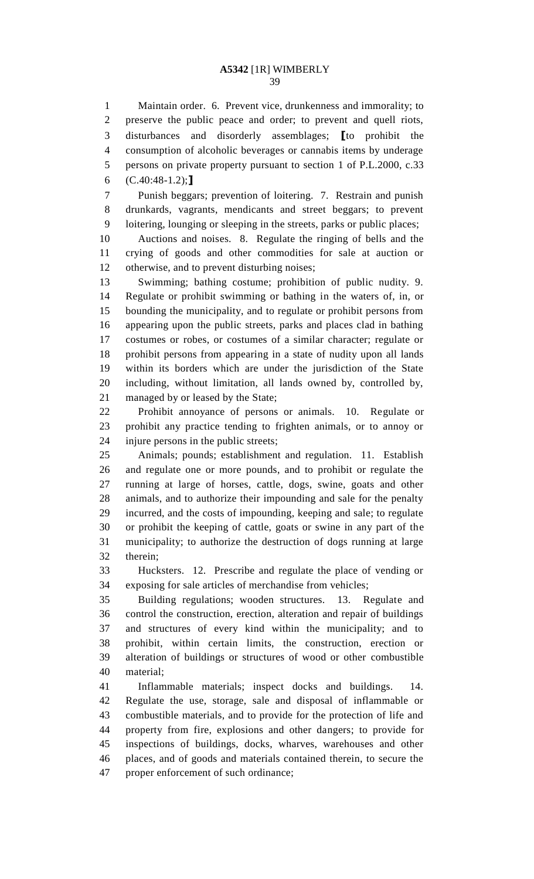Maintain order. 6. Prevent vice, drunkenness and immorality; to preserve the public peace and order; to prevent and quell riots, disturbances and disorderly assemblages; ⟦to prohibit the consumption of alcoholic beverages or cannabis items by underage persons on private property pursuant to section 1 of P.L.2000, c.33 (C.40:48-1.2);⟧

Punish beggars; prevention of loitering. 7. Restrain and punish drunkards, vagrants, mendicants and street beggars; to prevent loitering, lounging or sleeping in the streets, parks or public places;

Auctions and noises. 8. Regulate the ringing of bells and the crying of goods and other commodities for sale at auction or otherwise, and to prevent disturbing noises;

Swimming; bathing costume; prohibition of public nudity. 9. Regulate or prohibit swimming or bathing in the waters of, in, or bounding the municipality, and to regulate or prohibit persons from appearing upon the public streets, parks and places clad in bathing costumes or robes, or costumes of a similar character; regulate or prohibit persons from appearing in a state of nudity upon all lands within its borders which are under the jurisdiction of the State including, without limitation, all lands owned by, controlled by, managed by or leased by the State;

Prohibit annoyance of persons or animals. 10. Regulate or prohibit any practice tending to frighten animals, or to annoy or injure persons in the public streets;

Animals; pounds; establishment and regulation. 11. Establish and regulate one or more pounds, and to prohibit or regulate the running at large of horses, cattle, dogs, swine, goats and other animals, and to authorize their impounding and sale for the penalty incurred, and the costs of impounding, keeping and sale; to regulate or prohibit the keeping of cattle, goats or swine in any part of the municipality; to authorize the destruction of dogs running at large therein;

Hucksters. 12. Prescribe and regulate the place of vending or exposing for sale articles of merchandise from vehicles;

Building regulations; wooden structures. 13. Regulate and control the construction, erection, alteration and repair of buildings and structures of every kind within the municipality; and to prohibit, within certain limits, the construction, erection or alteration of buildings or structures of wood or other combustible material;

Inflammable materials; inspect docks and buildings. 14. Regulate the use, storage, sale and disposal of inflammable or combustible materials, and to provide for the protection of life and property from fire, explosions and other dangers; to provide for inspections of buildings, docks, wharves, warehouses and other places, and of goods and materials contained therein, to secure the proper enforcement of such ordinance;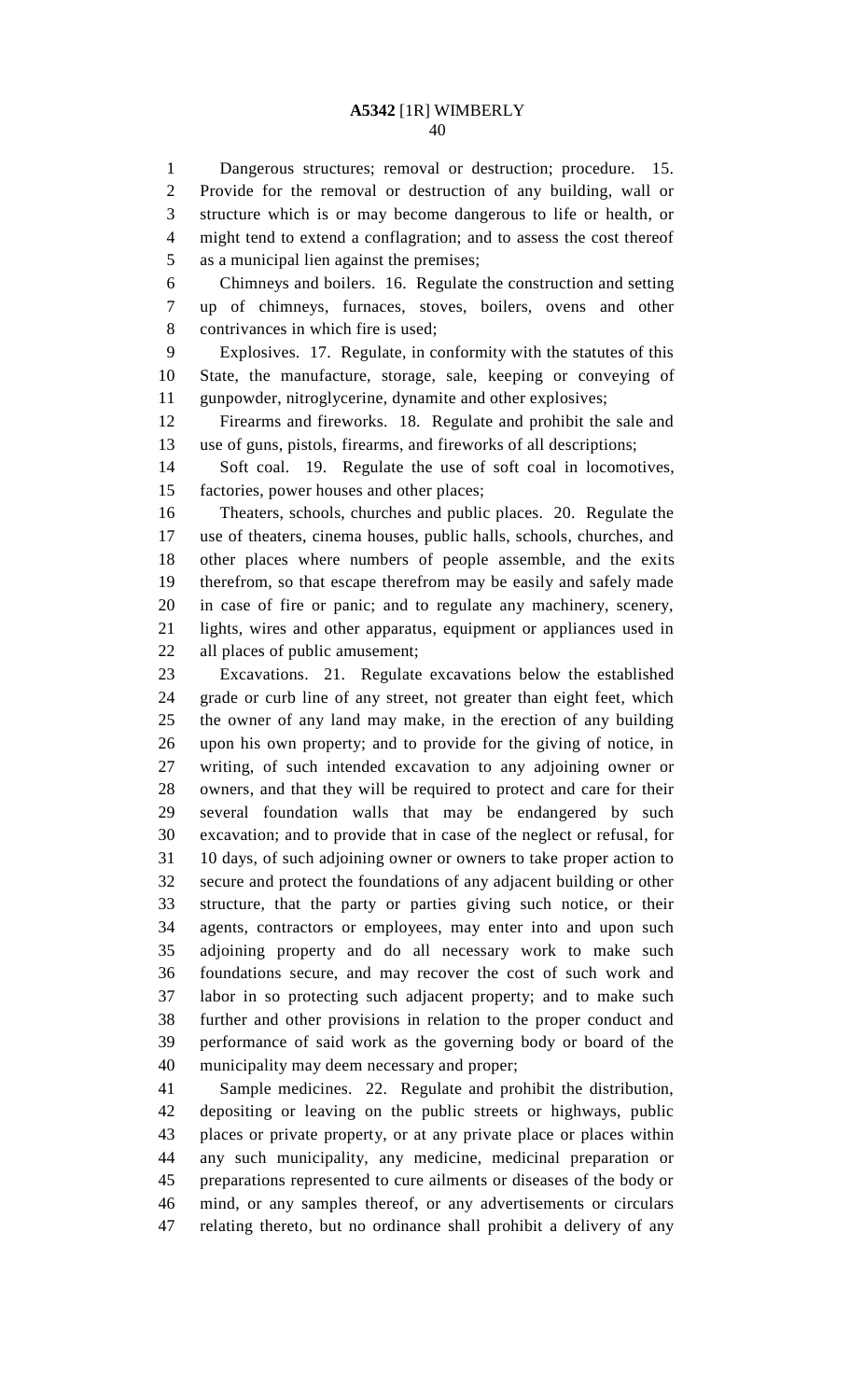Dangerous structures; removal or destruction; procedure. 15. Provide for the removal or destruction of any building, wall or structure which is or may become dangerous to life or health, or might tend to extend a conflagration; and to assess the cost thereof as a municipal lien against the premises;

Chimneys and boilers. 16. Regulate the construction and setting up of chimneys, furnaces, stoves, boilers, ovens and other contrivances in which fire is used;

Explosives. 17. Regulate, in conformity with the statutes of this State, the manufacture, storage, sale, keeping or conveying of gunpowder, nitroglycerine, dynamite and other explosives;

Firearms and fireworks. 18. Regulate and prohibit the sale and use of guns, pistols, firearms, and fireworks of all descriptions;

Soft coal. 19. Regulate the use of soft coal in locomotives, factories, power houses and other places;

Theaters, schools, churches and public places. 20. Regulate the use of theaters, cinema houses, public halls, schools, churches, and other places where numbers of people assemble, and the exits therefrom, so that escape therefrom may be easily and safely made in case of fire or panic; and to regulate any machinery, scenery, lights, wires and other apparatus, equipment or appliances used in all places of public amusement;

Excavations. 21. Regulate excavations below the established grade or curb line of any street, not greater than eight feet, which the owner of any land may make, in the erection of any building upon his own property; and to provide for the giving of notice, in writing, of such intended excavation to any adjoining owner or owners, and that they will be required to protect and care for their several foundation walls that may be endangered by such excavation; and to provide that in case of the neglect or refusal, for 10 days, of such adjoining owner or owners to take proper action to secure and protect the foundations of any adjacent building or other structure, that the party or parties giving such notice, or their agents, contractors or employees, may enter into and upon such adjoining property and do all necessary work to make such foundations secure, and may recover the cost of such work and labor in so protecting such adjacent property; and to make such further and other provisions in relation to the proper conduct and performance of said work as the governing body or board of the municipality may deem necessary and proper;

Sample medicines. 22. Regulate and prohibit the distribution, depositing or leaving on the public streets or highways, public places or private property, or at any private place or places within any such municipality, any medicine, medicinal preparation or preparations represented to cure ailments or diseases of the body or mind, or any samples thereof, or any advertisements or circulars relating thereto, but no ordinance shall prohibit a delivery of any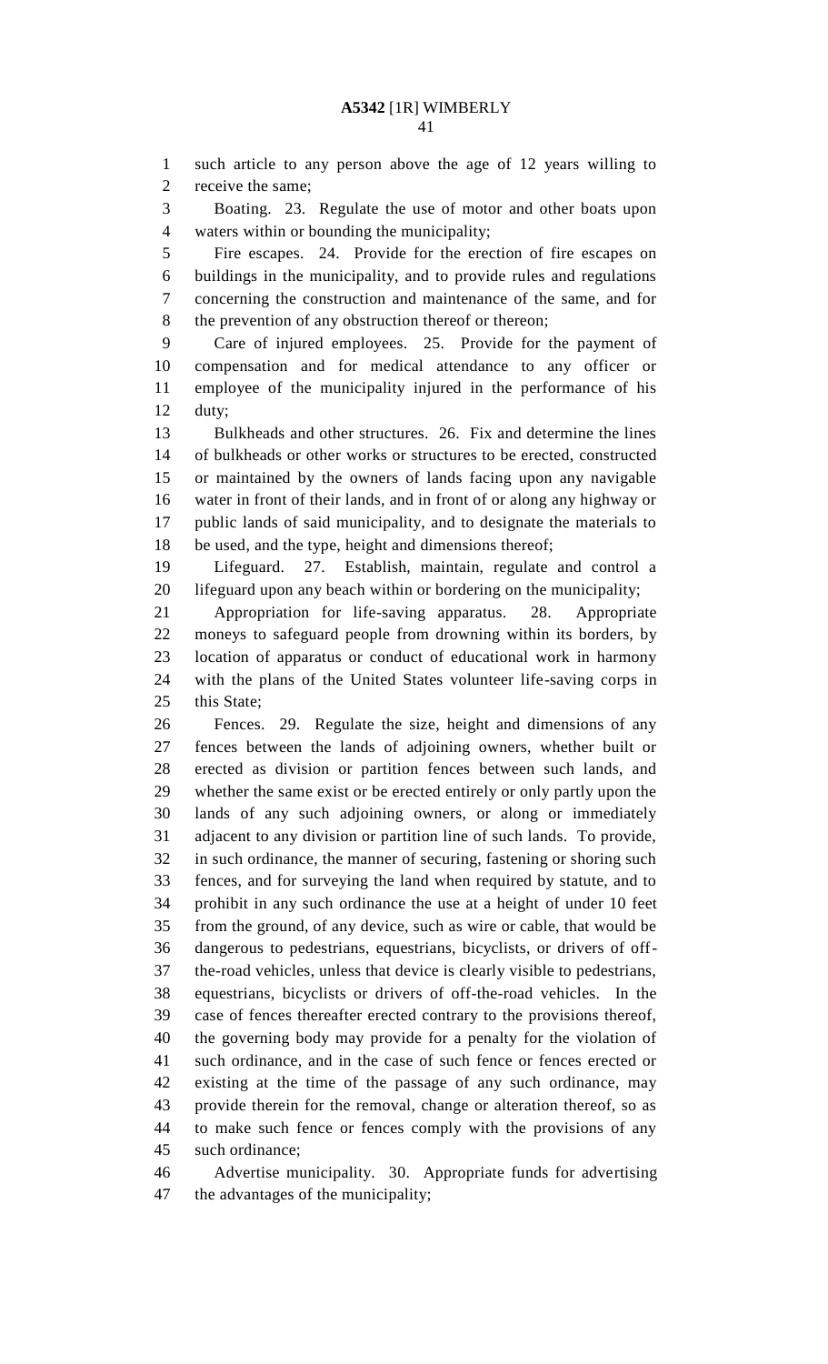such article to any person above the age of 12 years willing to receive the same;

Boating. 23. Regulate the use of motor and other boats upon waters within or bounding the municipality;

Fire escapes. 24. Provide for the erection of fire escapes on buildings in the municipality, and to provide rules and regulations concerning the construction and maintenance of the same, and for the prevention of any obstruction thereof or thereon;

Care of injured employees. 25. Provide for the payment of compensation and for medical attendance to any officer or employee of the municipality injured in the performance of his duty;

Bulkheads and other structures. 26. Fix and determine the lines of bulkheads or other works or structures to be erected, constructed or maintained by the owners of lands facing upon any navigable water in front of their lands, and in front of or along any highway or public lands of said municipality, and to designate the materials to be used, and the type, height and dimensions thereof;

Lifeguard. 27. Establish, maintain, regulate and control a lifeguard upon any beach within or bordering on the municipality;

Appropriation for life-saving apparatus. 28. Appropriate moneys to safeguard people from drowning within its borders, by location of apparatus or conduct of educational work in harmony with the plans of the United States volunteer life-saving corps in this State;

Fences. 29. Regulate the size, height and dimensions of any fences between the lands of adjoining owners, whether built or erected as division or partition fences between such lands, and whether the same exist or be erected entirely or only partly upon the lands of any such adjoining owners, or along or immediately adjacent to any division or partition line of such lands. To provide, in such ordinance, the manner of securing, fastening or shoring such fences, and for surveying the land when required by statute, and to prohibit in any such ordinance the use at a height of under 10 feet from the ground, of any device, such as wire or cable, that would be dangerous to pedestrians, equestrians, bicyclists, or drivers of off-the-road vehicles, unless that device is clearly visible to pedestrians, equestrians, bicyclists or drivers of off-the-road vehicles. In the case of fences thereafter erected contrary to the provisions thereof, the governing body may provide for a penalty for the violation of such ordinance, and in the case of such fence or fences erected or existing at the time of the passage of any such ordinance, may provide therein for the removal, change or alteration thereof, so as to make such fence or fences comply with the provisions of any such ordinance;

Advertise municipality. 30. Appropriate funds for advertising the advantages of the municipality;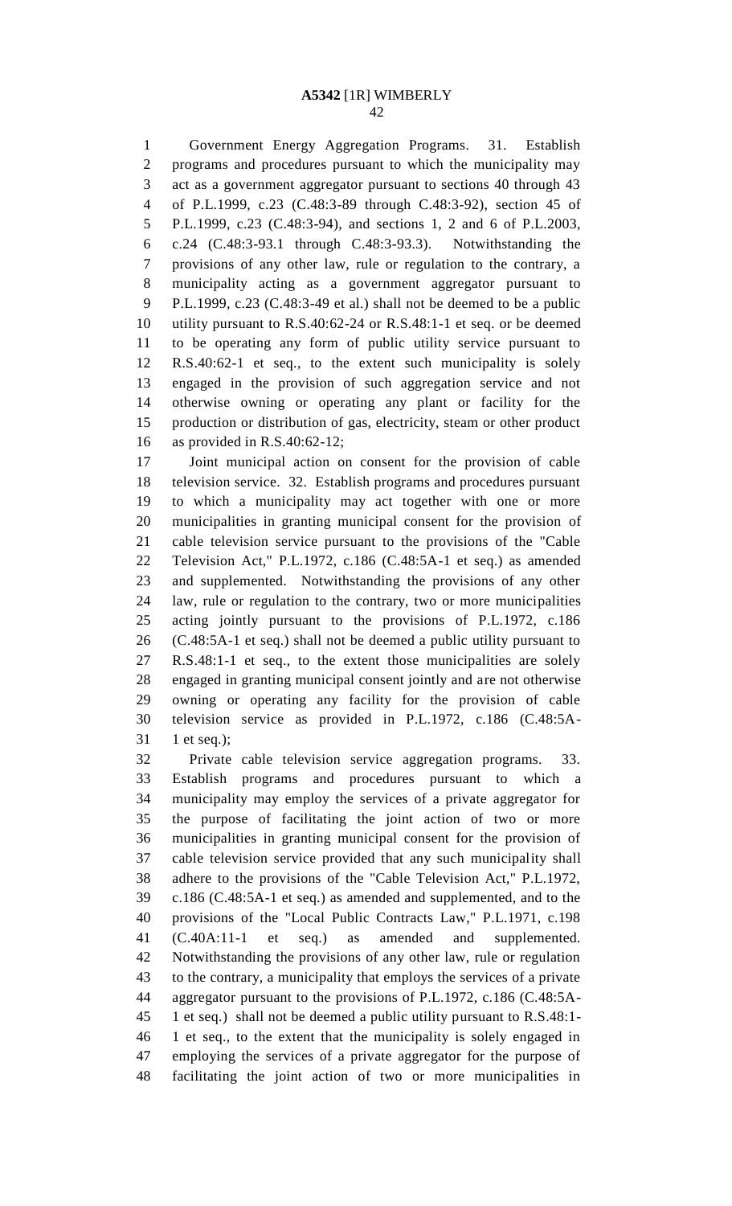Government Energy Aggregation Programs. 31. Establish programs and procedures pursuant to which the municipality may act as a government aggregator pursuant to sections 40 through 43 of P.L.1999, c.23 (C.48:3-89 through C.48:3-92), section 45 of P.L.1999, c.23 (C.48:3-94), and sections 1, 2 and 6 of P.L.2003, c.24 (C.48:3-93.1 through C.48:3-93.3). Notwithstanding the provisions of any other law, rule or regulation to the contrary, a municipality acting as a government aggregator pursuant to P.L.1999, c.23 (C.48:3-49 et al.) shall not be deemed to be a public utility pursuant to R.S.40:62-24 or R.S.48:1-1 et seq. or be deemed to be operating any form of public utility service pursuant to R.S.40:62-1 et seq., to the extent such municipality is solely engaged in the provision of such aggregation service and not otherwise owning or operating any plant or facility for the production or distribution of gas, electricity, steam or other product as provided in R.S.40:62-12;

Joint municipal action on consent for the provision of cable television service. 32. Establish programs and procedures pursuant to which a municipality may act together with one or more municipalities in granting municipal consent for the provision of cable television service pursuant to the provisions of the "Cable Television Act," P.L.1972, c.186 (C.48:5A-1 et seq.) as amended and supplemented. Notwithstanding the provisions of any other law, rule or regulation to the contrary, two or more municipalities acting jointly pursuant to the provisions of P.L.1972, c.186 (C.48:5A-1 et seq.) shall not be deemed a public utility pursuant to R.S.48:1-1 et seq., to the extent those municipalities are solely engaged in granting municipal consent jointly and are not otherwise owning or operating any facility for the provision of cable television service as provided in P.L.1972, c.186 (C.48:5A-1 et seq.);

Private cable television service aggregation programs. 33. Establish programs and procedures pursuant to which a municipality may employ the services of a private aggregator for the purpose of facilitating the joint action of two or more municipalities in granting municipal consent for the provision of cable television service provided that any such municipality shall adhere to the provisions of the "Cable Television Act," P.L.1972, c.186 (C.48:5A-1 et seq.) as amended and supplemented, and to the provisions of the "Local Public Contracts Law," P.L.1971, c.198 (C.40A:11-1 et seq.) as amended and supplemented. Notwithstanding the provisions of any other law, rule or regulation to the contrary, a municipality that employs the services of a private aggregator pursuant to the provisions of P.L.1972, c.186 (C.48:5A-1 et seq.) shall not be deemed a public utility pursuant to R.S.48:1-1 et seq., to the extent that the municipality is solely engaged in employing the services of a private aggregator for the purpose of facilitating the joint action of two or more municipalities in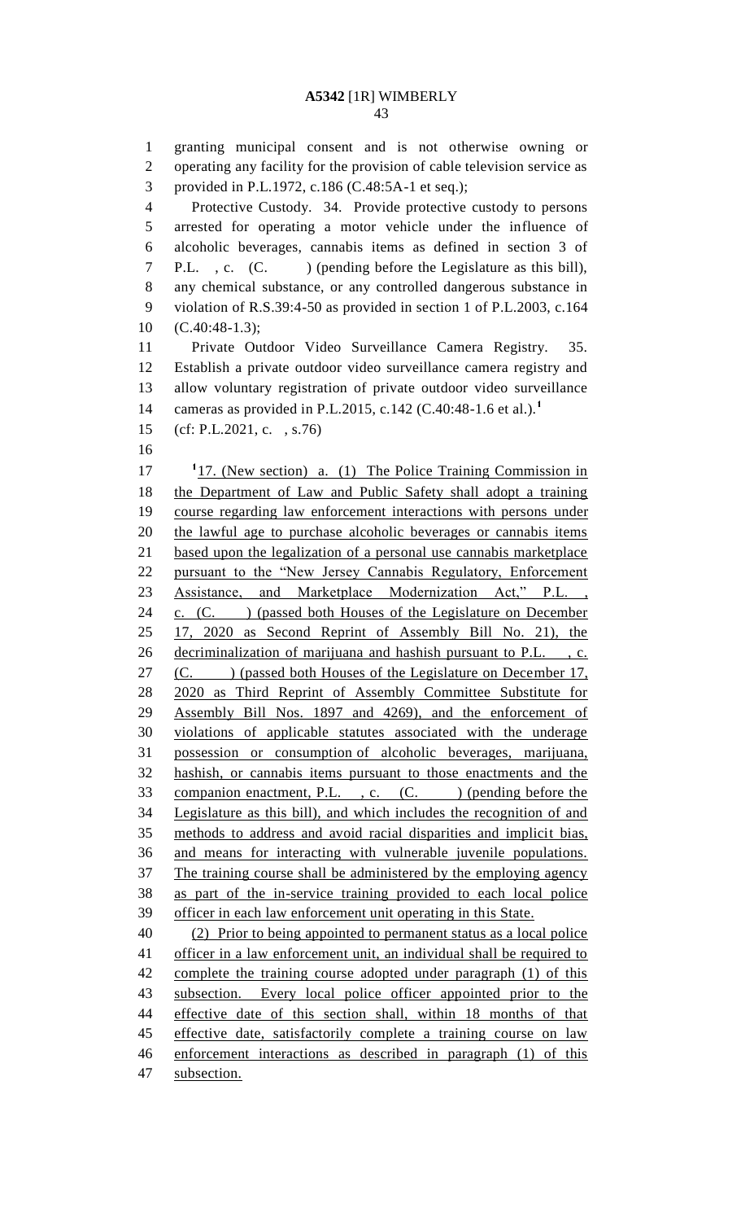granting municipal consent and is not otherwise owning or operating any facility for the provision of cable television service as provided in P.L.1972, c.186 (C.48:5A-1 et seq.);

Protective Custody. 34. Provide protective custody to persons arrested for operating a motor vehicle under the influence of alcoholic beverages, cannabis items as defined in section 3 of P.L. , c. (C. ) (pending before the Legislature as this bill), any chemical substance, or any controlled dangerous substance in violation of R.S.39:4-50 as provided in section 1 of P.L.2003, c.164 (C.40:48-1.3);

Private Outdoor Video Surveillance Camera Registry. 35. Establish a private outdoor video surveillance camera registry and allow voluntary registration of private outdoor video surveillance cameras as provided in P.L.2015, c.142 (C.40:48-1.6 et al.).[1]

(cf: P.L.2021, c. , s.76)

[1]17. (New section) a. (1) The Police Training Commission in the Department of Law and Public Safety shall adopt a training course regarding law enforcement interactions with persons under the lawful age to purchase alcoholic beverages or cannabis items based upon the legalization of a personal use cannabis marketplace pursuant to the "New Jersey Cannabis Regulatory, Enforcement Assistance, and Marketplace Modernization Act," P.L. , c. (C. ) (passed both Houses of the Legislature on December 17, 2020 as Second Reprint of Assembly Bill No. 21), the decriminalization of marijuana and hashish pursuant to P.L. , c. (C. ) (passed both Houses of the Legislature on December 17, 2020 as Third Reprint of Assembly Committee Substitute for Assembly Bill Nos. 1897 and 4269), and the enforcement of violations of applicable statutes associated with the underage possession or consumption of alcoholic beverages, marijuana, hashish, or cannabis items pursuant to those enactments and the companion enactment, P.L. , c. (C. ) (pending before the Legislature as this bill), and which includes the recognition of and methods to address and avoid racial disparities and implicit bias, and means for interacting with vulnerable juvenile populations. The training course shall be administered by the employing agency as part of the in-service training provided to each local police officer in each law enforcement unit operating in this State.

(2) Prior to being appointed to permanent status as a local police officer in a law enforcement unit, an individual shall be required to complete the training course adopted under paragraph (1) of this subsection. Every local police officer appointed prior to the effective date of this section shall, within 18 months of that effective date, satisfactorily complete a training course on law enforcement interactions as described in paragraph (1) of this subsection.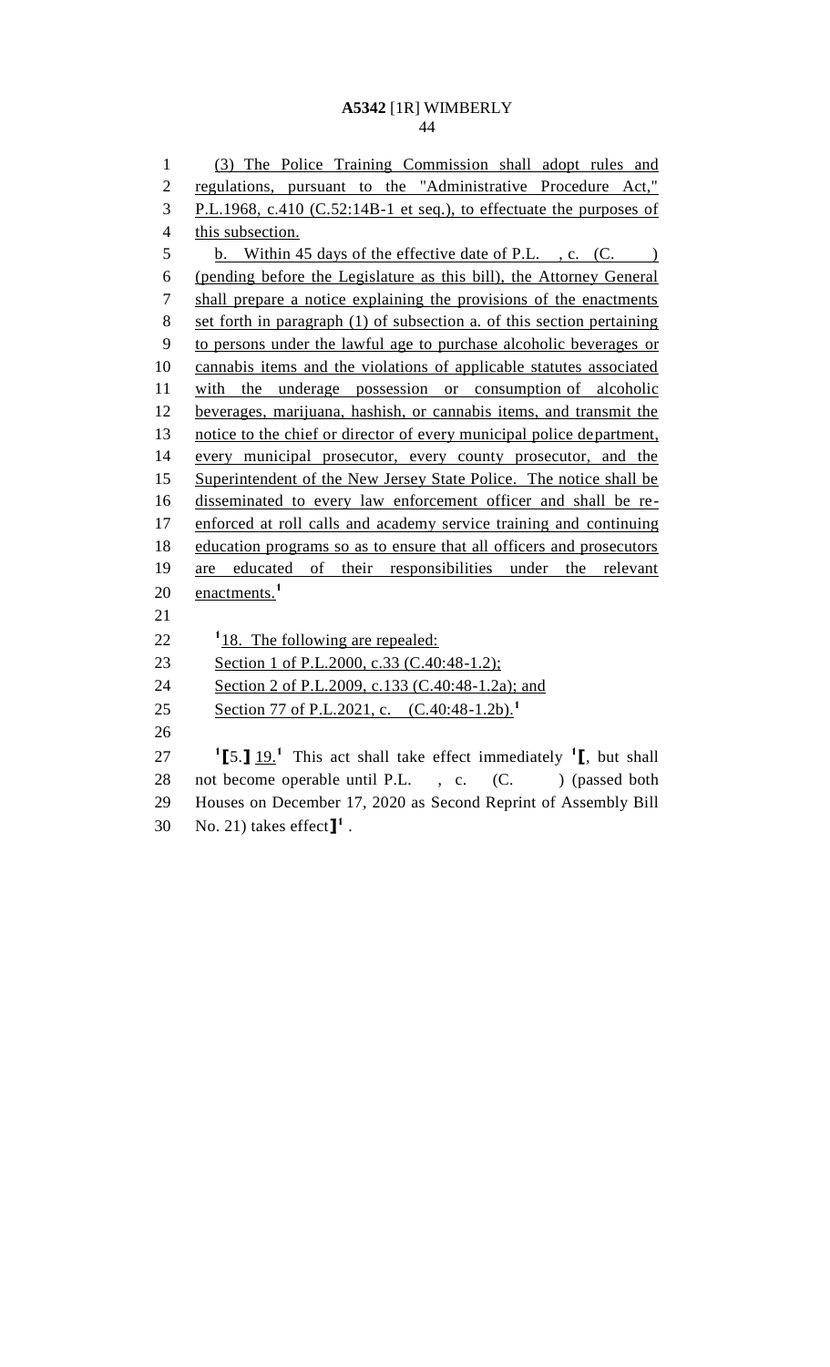(3) The Police Training Commission shall adopt rules and regulations, pursuant to the "Administrative Procedure Act," P.L.1968, c.410 (C.52:14B-1 et seq.), to effectuate the purposes of this subsection.

b. Within 45 days of the effective date of P.L. , c. (C. ) (pending before the Legislature as this bill), the Attorney General shall prepare a notice explaining the provisions of the enactments set forth in paragraph (1) of subsection a. of this section pertaining to persons under the lawful age to purchase alcoholic beverages or cannabis items and the violations of applicable statutes associated with the underage possession or consumption of alcoholic beverages, marijuana, hashish, or cannabis items, and transmit the notice to the chief or director of every municipal police department, every municipal prosecutor, every county prosecutor, and the Superintendent of the New Jersey State Police. The notice shall be disseminated to every law enforcement officer and shall be re-enforced at roll calls and academy service training and continuing education programs so as to ensure that all officers and prosecutors are educated of their responsibilities under the relevant enactments.[1]

[1]18. The following are repealed:

Section 1 of P.L.2000, c.33 (C.40:48-1.2);

Section 2 of P.L.2009, c.133 (C.40:48-1.2a); and

Section 77 of P.L.2021, c. (C.40:48-1.2b).[1]

[1]⟦5.⟧ 19.[1] This act shall take effect immediately [1]⟦, but shall not become operable until P.L. , c. (C. ) (passed both Houses on December 17, 2020 as Second Reprint of Assembly Bill No. 21) takes effect⟧[1].